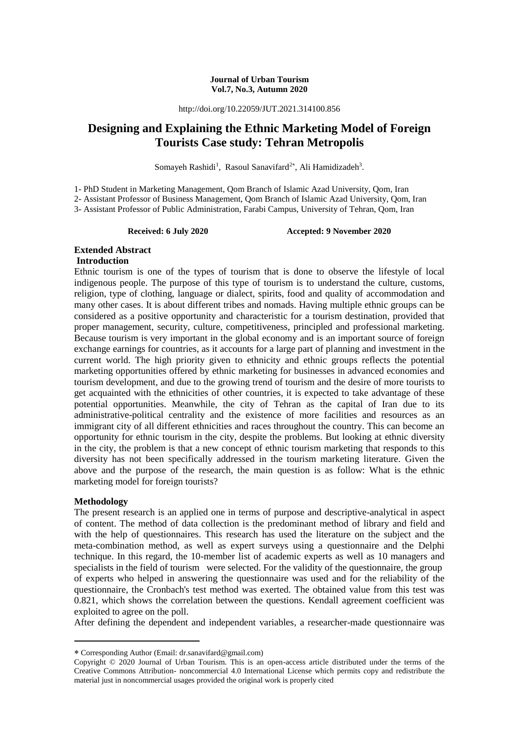**Journal of Urban Tourism**
**Vol.7, No.3, Autumn 2020**

http://doi.org/10.22059/JUT.2021.314100.856

# Designing and Explaining the Ethnic Marketing Model of Foreign Tourists Case study: Tehran Metropolis

Somayeh Rashidi[1], Rasoul Sanavifard[2*], Ali Hamidizadeh[3].

1- PhD Student in Marketing Management, Qom Branch of Islamic Azad University, Qom, Iran

2- Assistant Professor of Business Management, Qom Branch of Islamic Azad University, Qom, Iran

3- Assistant Professor of Public Administration, Farabi Campus, University of Tehran, Qom, Iran

**Received: 6 July 2020** **Accepted: 9 November 2020**

## Extended Abstract

### Introduction

Ethnic tourism is one of the types of tourism that is done to observe the lifestyle of local indigenous people. The purpose of this type of tourism is to understand the culture, customs, religion, type of clothing, language or dialect, spirits, food and quality of accommodation and many other cases. It is about different tribes and nomads. Having multiple ethnic groups can be considered as a positive opportunity and characteristic for a tourism destination, provided that proper management, security, culture, competitiveness, principled and professional marketing. Because tourism is very important in the global economy and is an important source of foreign exchange earnings for countries, as it accounts for a large part of planning and investment in the current world. The high priority given to ethnicity and ethnic groups reflects the potential marketing opportunities offered by ethnic marketing for businesses in advanced economies and tourism development, and due to the growing trend of tourism and the desire of more tourists to get acquainted with the ethnicities of other countries, it is expected to take advantage of these potential opportunities. Meanwhile, the city of Tehran as the capital of Iran due to its administrative-political centrality and the existence of more facilities and resources as an immigrant city of all different ethnicities and races throughout the country. This can become an opportunity for ethnic tourism in the city, despite the problems. But looking at ethnic diversity in the city, the problem is that a new concept of ethnic tourism marketing that responds to this diversity has not been specifically addressed in the tourism marketing literature. Given the above and the purpose of the research, the main question is as follow: What is the ethnic marketing model for foreign tourists?

### Methodology

The present research is an applied one in terms of purpose and descriptive-analytical in aspect of content. The method of data collection is the predominant method of library and field and with the help of questionnaires. This research has used the literature on the subject and the meta-combination method, as well as expert surveys using a questionnaire and the Delphi technique. In this regard, the 10-member list of academic experts as well as 10 managers and specialists in the field of tourism were selected. For the validity of the questionnaire, the group of experts who helped in answering the questionnaire was used and for the reliability of the questionnaire, the Cronbach's test method was exerted. The obtained value from this test was 0.821, which shows the correlation between the questions. Kendall agreement coefficient was exploited to agree on the poll.

After defining the dependent and independent variables, a researcher-made questionnaire was

---

* Corresponding Author (Email: dr.sanavifard@gmail.com)

Copyright © 2020 Journal of Urban Tourism. This is an open-access article distributed under the terms of the Creative Commons Attribution- noncommercial 4.0 International License which permits copy and redistribute the material just in noncommercial usages provided the original work is properly cited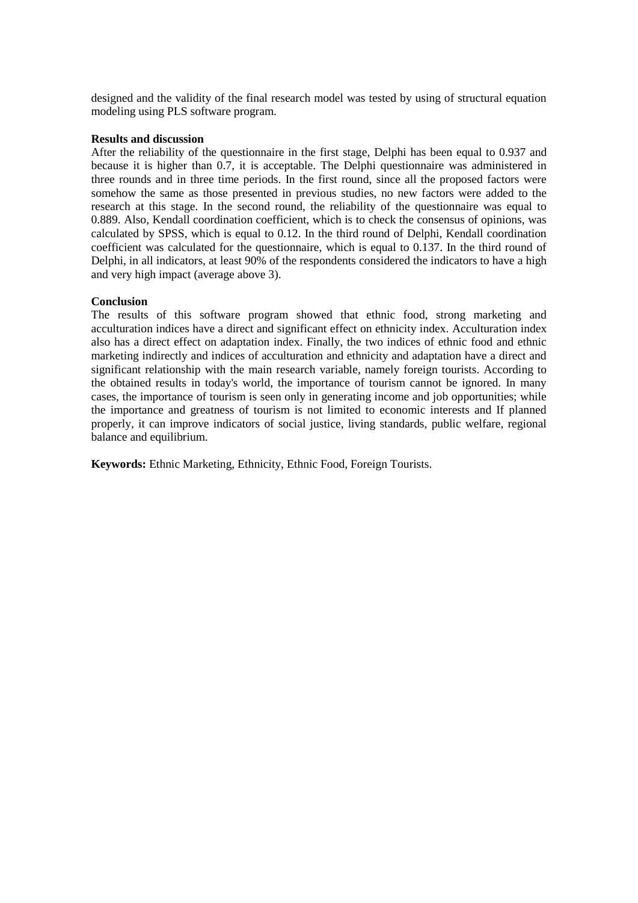designed and the validity of the final research model was tested by using of structural equation modeling using PLS software program.

**Results and discussion**

After the reliability of the questionnaire in the first stage, Delphi has been equal to 0.937 and because it is higher than 0.7, it is acceptable. The Delphi questionnaire was administered in three rounds and in three time periods. In the first round, since all the proposed factors were somehow the same as those presented in previous studies, no new factors were added to the research at this stage. In the second round, the reliability of the questionnaire was equal to 0.889. Also, Kendall coordination coefficient, which is to check the consensus of opinions, was calculated by SPSS, which is equal to 0.12. In the third round of Delphi, Kendall coordination coefficient was calculated for the questionnaire, which is equal to 0.137. In the third round of Delphi, in all indicators, at least 90% of the respondents considered the indicators to have a high and very high impact (average above 3).

**Conclusion**

The results of this software program showed that ethnic food, strong marketing and acculturation indices have a direct and significant effect on ethnicity index. Acculturation index also has a direct effect on adaptation index. Finally, the two indices of ethnic food and ethnic marketing indirectly and indices of acculturation and ethnicity and adaptation have a direct and significant relationship with the main research variable, namely foreign tourists. According to the obtained results in today's world, the importance of tourism cannot be ignored. In many cases, the importance of tourism is seen only in generating income and job opportunities; while the importance and greatness of tourism is not limited to economic interests and If planned properly, it can improve indicators of social justice, living standards, public welfare, regional balance and equilibrium.

**Keywords:** Ethnic Marketing, Ethnicity, Ethnic Food, Foreign Tourists.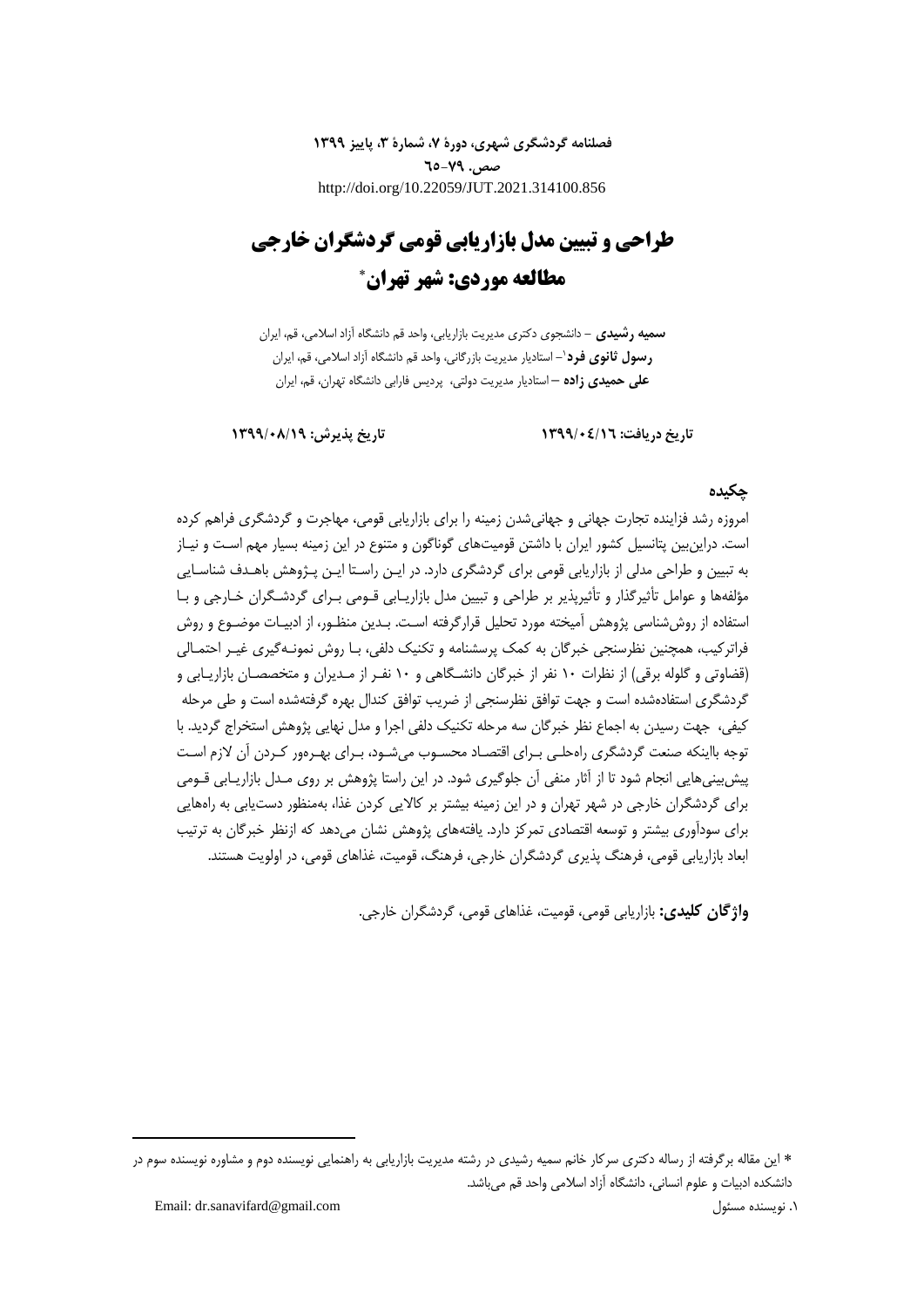فصلنامه گردشگری شهری، دورۀ ۷، شمارۀ ۳، پاییز ۱۳۹۹
صص. ۷۹-۶۵
http://doi.org/10.22059/JUT.2021.314100.856

# طراحی و تبیین مدل بازاریابی قومی گردشگران خارجی مطالعه موردی: شهر تهران*

**سمیه رشیدی** – دانشجوی دکتری مدیریت بازاریابی، واحد قم دانشگاه آزاد اسلامی، قم، ایران
**رسول ثانوی فرد**[1] – استادیار مدیریت بازرگانی، واحد قم دانشگاه آزاد اسلامی، قم، ایران
**علی حمیدی زاده** – استادیار مدیریت دولتی، پردیس فارابی دانشگاه تهران، قم، ایران

**تاریخ دریافت: ۱۳۹۹/۰۴/۱۶** **تاریخ پذیرش: ۱۳۹۹/۰۸/۱۹**

## چکیده

امروزه رشد فزاینده تجارت جهانی و جهانی‌شدن زمینه را برای بازاریابی قومی، مهاجرت و گردشگری فراهم کرده است. دراین‌بین پتانسیل کشور ایران با داشتن قومیت‌های گوناگون و متنوع در این زمینه بسیار مهم است و نیاز به تبیین و طراحی مدلی از بازاریابی قومی برای گردشگری دارد. در این راستا این پژوهش باهدف شناسایی مؤلفه‌ها و عوامل تأثیرگذار و تأثیرپذیر بر طراحی و تبیین مدل بازاریابی قومی برای گردشگران خارجی و با استفاده از روش‌شناسی پژوهش آمیخته مورد تحلیل قرارگرفته است. بدین منظور، از ادبیات موضوع و روش فراترکیب، همچنین نظرسنجی خبرگان به کمک پرسشنامه و تکنیک دلفی، با روش نمونه‌گیری غیر احتمالی (قضاوتی و گلوله برفی) از نظرات ۱۰ نفر از خبرگان دانشگاهی و ۱۰ نفر از مدیران و متخصصان بازاریابی و گردشگری استفاده‌شده است و جهت توافق نظرسنجی از ضریب توافق کندال بهره گرفته‌شده است و طی مرحله کیفی، جهت رسیدن به اجماع نظر خبرگان سه مرحله تکنیک دلفی اجرا و مدل نهایی پژوهش استخراج گردید. با توجه بااینکه صنعت گردشگری راه‌حلی برای اقتصاد محسوب می‌شود، برای بهره‌ور کردن آن لازم است پیش‌بینی‌هایی انجام شود تا از آثار منفی آن جلوگیری شود. در این راستا پژوهش بر روی مدل بازاریابی قومی برای گردشگران خارجی در شهر تهران و در این زمینه بیشتر بر کالایی کردن غذا، به‌منظور دستیابی به راه‌هایی برای سودآوری بیشتر و توسعه اقتصادی تمرکز دارد. یافته‌های پژوهش نشان می‌دهد که ازنظر خبرگان به ترتیب ابعاد بازاریابی قومی، فرهنگ پذیری گردشگران خارجی، فرهنگ، قومیت، غذاهای قومی، در اولویت هستند.

**واژگان کلیدی:** بازاریابی قومی، قومیت، غذاهای قومی، گردشگران خارجی.

---

* این مقاله برگرفته از رساله دکتری سرکار خانم سمیه رشیدی در رشته مدیریت بازاریابی به راهنمایی نویسنده دوم و مشاوره نویسنده سوم در دانشکده ادبیات و علوم انسانی، دانشگاه آزاد اسلامی واحد قم می‌باشد.

۱. نویسنده مسئول Email: dr.sanavifard@gmail.com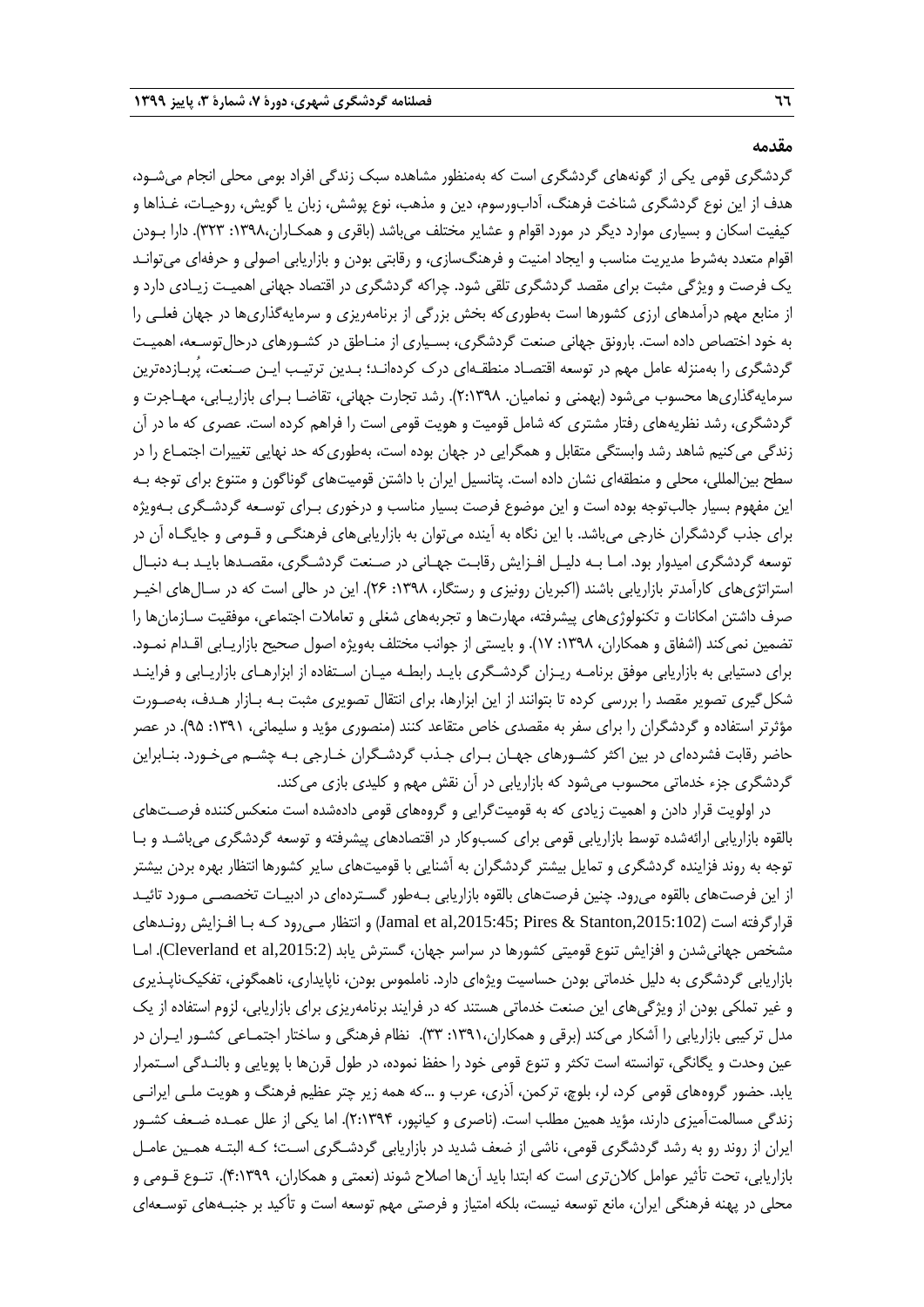## مقدمه

گردشگری قومی یکی از گونه‌های گردشگری است که به‌منظور مشاهده سبک زندگی افراد بومی محلی انجام می‌شود، هدف از این نوع گردشگری شناخت فرهنگ، آداب‌ورسوم، دین و مذهب، نوع پوشش، زبان یا گویش، روحیات، غذاها و کیفیت اسکان و بسیاری موارد دیگر در مورد اقوام و عشایر مختلف می‌باشد (باقری و همکاران،۱۳۹۸: ۳۲۳). دارا بودن اقوام متعدد به‌شرط مدیریت مناسب و ایجاد امنیت و فرهنگ‌سازی، و رقابتی بودن و بازاریابی اصولی و حرفه‌ای می‌تواند یک فرصت و ویژگی مثبت برای مقصد گردشگری تلقی شود. چراکه گردشگری در اقتصاد جهانی اهمیت زیادی دارد و از منابع مهم درآمدهای ارزی کشورها است به‌طوری‌که بخش بزرگی از برنامه‌ریزی و سرمایه‌گذاری‌ها در جهان فعلی را به خود اختصاص داده است. بارونق جهانی صنعت گردشگری، بسیاری از مناطق در کشورهای درحال‌توسعه، اهمیت گردشگری را به‌منزله عامل مهم در توسعه اقتصاد منطقه‌ای درک کرده‌اند؛ بدین ترتیب این صنعت، پُربازده‌ترین سرمایه‌گذاری‌ها محسوب می‌شود (بهمنی و نمامیان. ۲:۱۳۹۸). رشد تجارت جهانی، تقاضا برای بازاریابی، مهاجرت و گردشگری، رشد نظریه‌های رفتار مشتری که شامل قومیت و هویت قومی است را فراهم کرده است. عصری که ما در آن زندگی می‌کنیم شاهد رشد وابستگی متقابل و همگرایی در جهان بوده است، به‌طوری‌که حد نهایی تغییرات اجتماع را در سطح بین‌المللی، محلی و منطقه‌ای نشان داده است. پتانسیل ایران با داشتن قومیت‌های گوناگون و متنوع برای توجه به این مفهوم بسیار جالب‌توجه بوده است و این موضوع فرصت بسیار مناسب و درخوری برای توسعه گردشگری به‌ویژه برای جذب گردشگران خارجی می‌باشد. با این نگاه به آینده می‌توان به بازاریابی‌های فرهنگی و قومی و جایگاه آن در توسعه گردشگری امیدوار بود. اما به دلیل افزایش رقابت جهانی در صنعت گردشگری، مقصدها باید به دنبال استراتژی‌های کارآمدتر بازاریابی باشند (اکبریان رونیزی و رستگار، ۱۳۹۸: ۲۶). این در حالی است که در سال‌های اخیر صرف داشتن امکانات و تکنولوژی‌های پیشرفته، مهارت‌ها و تجربه‌های شغلی و تعاملات اجتماعی، موفقیت سازمان‌ها را تضمین نمی‌کند (اشفاق و همکاران، ۱۳۹۸: ۱۷). و بایستی از جوانب مختلف به‌ویژه اصول صحیح بازاریابی اقدام نمود. برای دستیابی به بازاریابی موفق برنامه ریزان گردشگری باید رابطه میان استفاده از ابزارهای بازاریابی و فرایند شکل‌گیری تصویر مقصد را بررسی کرده تا بتوانند از این ابزارها، برای انتقال تصویری مثبت به بازار هدف، به‌صورت مؤثرتر استفاده و گردشگران را برای سفر به مقصدی خاص متقاعد کنند (منصوری مؤید و سلیمانی، ۱۳۹۱: ۹۵). در عصر حاضر رقابت فشرده‌ای در بین اکثر کشورهای جهان برای جذب گردشگران خارجی به چشم می‌خورد. بنابراین گردشگری جزء خدماتی محسوب می‌شود که بازاریابی در آن نقش مهم و کلیدی بازی می‌کند.

در اولویت قرار دادن و اهمیت زیادی که به قومیت‌گرایی و گروه‌های قومی داده‌شده است منعکس‌کننده فرصت‌های بالقوه بازاریابی ارائه‌شده توسط بازاریابی قومی برای کسب‌وکار در اقتصادهای پیشرفته و توسعه گردشگری می‌باشد و با توجه به روند فزاینده گردشگری و تمایل بیشتر گردشگران به آشنایی با قومیت‌های سایر کشورها انتظار بهره بردن بیشتر از این فرصت‌های بالقوه می‌رود. چنین فرصت‌های بالقوه بازاریابی به‌طور گسترده‌ای در ادبیات تخصصی مورد تائید قرارگرفته است (Jamal et al,2015:45; Pires & Stanton,2015:102) و انتظار می‌رود که با افزایش روندهای مشخص جهانی‌شدن و افزایش تنوع قومیتی کشورها در سراسر جهان، گسترش یابد (Cleverland et al,2015:2). اما بازاریابی گردشگری به دلیل خدماتی بودن حساسیت ویژه‌ای دارد. ناملموس بودن، ناپایداری، ناهمگونی، تفکیک‌ناپذیری و غیر تملکی بودن از ویژگی‌های این صنعت خدماتی هستند که در فرایند برنامه‌ریزی برای بازاریابی، لزوم استفاده از یک مدل ترکیبی بازاریابی را آشکار می‌کند (برقی و همکاران،۱۳۹۱: ۳۳). نظام فرهنگی و ساختار اجتماعی کشور ایران در عین وحدت و یگانگی، توانسته است تکثر و تنوع قومی خود را حفظ نموده، در طول قرن‌ها با پویایی و بالندگی استمرار یابد. حضور گروه‌های قومی کرد، لر، بلوچ، ترکمن، آذری، عرب و ...که همه زیر چتر عظیم فرهنگ و هویت ملی ایرانی زندگی مسالمت‌آمیزی دارند، مؤید همین مطلب است. (ناصری و کیانپور، ۲:۱۳۹۴). اما یکی از علل عمده ضعف کشور ایران از روند رو به رشد گردشگری قومی، ناشی از ضعف شدید در بازاریابی گردشگری است؛ که البته همین عامل بازاریابی، تحت تأثیر عوامل کلان‌تری است که ابتدا باید آن‌ها اصلاح شوند (نعمتی و همکاران، ۴:۱۳۹۹). تنوع قومی و محلی در پهنه فرهنگی ایران، مانع توسعه نیست، بلکه امتیاز و فرصتی مهم توسعه است و تأکید بر جنبه‌های توسعه‌ای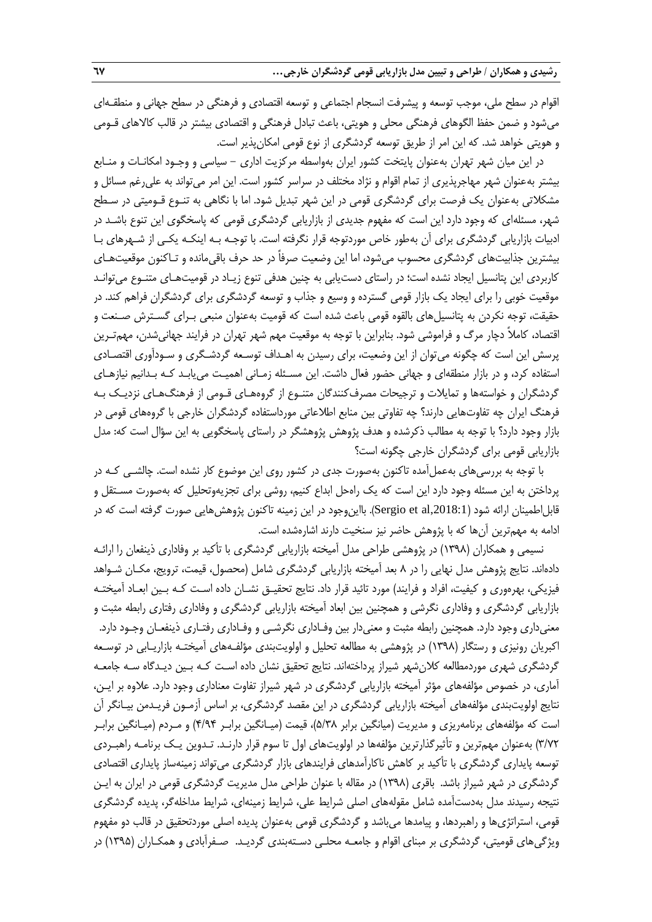اقوام در سطح ملی، موجب توسعه و پیشرفت انسجام اجتماعی و توسعه اقتصادی و فرهنگی در سطح جهانی و منطقه‌ای می‌شود و ضمن حفظ الگوهای فرهنگی محلی و هویتی، باعث تبادل فرهنگی و اقتصادی بیشتر در قالب کالاهای قومی و هویتی خواهد شد. که این امر از طریق توسعه گردشگری از نوع قومی امکان‌پذیر است.

در این میان شهر تهران به‌عنوان پایتخت کشور ایران به‌واسطه مرکزیت اداری – سیاسی و وجود امکانات و منابع بیشتر به‌عنوان شهر مهاجرپذیری از تمام اقوام و نژاد مختلف در سراسر کشور است. این امر می‌تواند به علی‌رغم مسائل و مشکلاتی به‌عنوان یک فرصت برای گردشگری قومی در این شهر تبدیل شود. اما با نگاهی به تنوع قومیتی در سطح شهر، مسئله‌ای که وجود دارد این است که مفهوم جدیدی از بازاریابی گردشگری قومی که پاسخگوی این تنوع باشد در ادبیات بازاریابی گردشگری برای آن به‌طور خاص موردتوجه قرار نگرفته است. با توجه به اینکه یکی از شهرهای با بیشترین جذابیت‌های گردشگری محسوب می‌شود، اما این وضعیت صرفاً در حد حرف باقی‌مانده و تاکنون موقعیت‌های کاربردی این پتانسیل ایجاد نشده است؛ در راستای دست‌یابی به چنین هدفی تنوع زیاد در قومیت‌های متنوع می‌تواند موقعیت خوبی را برای ایجاد یک بازار قومی گسترده و وسیع و جذاب و توسعه گردشگری برای گردشگران فراهم کند. در حقیقت، توجه نکردن به پتانسیل‌های بالقوه قومی باعث شده است که قومیت به‌عنوان منبعی برای گسترش صنعت و اقتصاد، کاملاً دچار مرگ و فراموشی شود. بنابراین با توجه به موقعیت مهم شهر تهران در فرایند جهانی‌شدن، مهم‌ترین پرسش این است که چگونه می‌توان از این وضعیت، برای رسیدن به اهداف توسعه گردشگری و سودآوری اقتصادی استفاده کرد، و در بازار منطقه‌ای و جهانی حضور فعال داشت. این مسئله زمانی اهمیت می‌یابد که بدانیم نیازهای گردشگران و خواسته‌ها و تمایلات و ترجیحات مصرف‌کنندگان متنوع از گروه‌های قومی از فرهنگ‌های نزدیک به فرهنگ ایران چه تفاوت‌هایی دارند؟ چه تفاوتی بین منابع اطلاعاتی مورداستفاده گردشگران خارجی با گروه‌های قومی در بازار وجود دارد؟ با توجه به مطالب ذکرشده و هدف پژوهش پژوهشگر در راستای پاسخگویی به این سؤال است که: مدل بازاریابی قومی برای گردشگران خارجی چگونه است؟

با توجه به بررسی‌های به‌عمل‌آمده تاکنون به‌صورت جدی در کشور روی این موضوع کار نشده است. چالشی که در پرداختن به این مسئله وجود دارد این است که یک راه‌حل ابداع کنیم، روشی برای تجزیه‌وتحلیل که به‌صورت مستقل و قابل‌اطمینان ارائه شود (Sergio et al,2018:1). بااین‌وجود در این زمینه تاکنون پژوهش‌هایی صورت گرفته است که در ادامه به مهم‌ترین آن‌ها که با پژوهش حاضر نیز سنخیت دارند اشاره‌شده است.

نسیمی و همکاران (۱۳۹۸) در پژوهشی طراحی مدل آمیخته بازاریابی گردشگری با تأکید بر وفاداری ذینفعان را ارائه داده‌اند. نتایج پژوهش مدل نهایی را در ۸ بعد آمیخته بازاریابی گردشگری شامل (محصول، قیمت، ترویج، مکان شواهد فیزیکی، بهره‌وری و کیفیت، افراد و فرایند) مورد تائید قرار داد. نتایج تحقیق نشان داده است که بین ابعاد آمیخته بازاریابی گردشگری و وفاداری نگرشی و همچنین بین ابعاد آمیخته بازاریابی گردشگری و وفاداری رفتاری رابطه مثبت و معنی‌داری وجود دارد. همچنین رابطه مثبت و معنی‌دار بین وفاداری نگرشی و وفاداری رفتاری ذینفعان وجود دارد. اکبریان رونیزی و رستگار (۱۳۹۸) در پژوهشی به مطالعه تحلیل و اولویت‌بندی مؤلفه‌های آمیخته بازاریابی در توسعه گردشگری شهری موردمطالعه کلان‌شهر شیراز پرداخته‌اند. نتایج تحقیق نشان داده است که بین دیدگاه سه جامعه آماری، در خصوص مؤلفه‌های مؤثر آمیخته بازاریابی گردشگری در شهر شیراز تفاوت معناداری وجود دارد. علاوه بر این، نتایج اولویت‌بندی مؤلفه‌های آمیخته بازاریابی گردشگری در این مقصد گردشگری، بر اساس آزمون فریدمن بیانگر آن است که مؤلفه‌های برنامه‌ریزی و مدیریت (میانگین برابر ۵/۳۸)، قیمت (میانگین برابر ۴/۹۴) و مردم (میانگین برابر ۳/۷۲) به‌عنوان مهم‌ترین و تأثیرگذارترین مؤلفه‌ها در اولویت‌های اول تا سوم قرار دارند. تدوین یک برنامه راهبردی توسعه پایداری گردشگری با تأکید بر کاهش ناکارآمدهای فرایندهای بازار گردشگری می‌تواند زمینه‌ساز پایداری اقتصادی گردشگری در شهر شیراز باشد. باقری (۱۳۹۸) در مقاله با عنوان طراحی مدل مدیریت گردشگری قومی در ایران به این نتیجه رسیدند مدل به‌دست‌آمده شامل مقوله‌های اصلی شرایط علی، شرایط زمینه‌ای، شرایط مداخله‌گر، پدیده گردشگری قومی، استراتژی‌ها و راهبردها، و پیامدها می‌باشد و گردشگری قومی به‌عنوان پدیده اصلی موردتحقیق در قالب دو مفهوم ویژگی‌های قومیتی، گردشگری بر مبنای اقوام و جامعه محلی دسته‌بندی گردید. صفرآبادی و همکاران (۱۳۹۵) در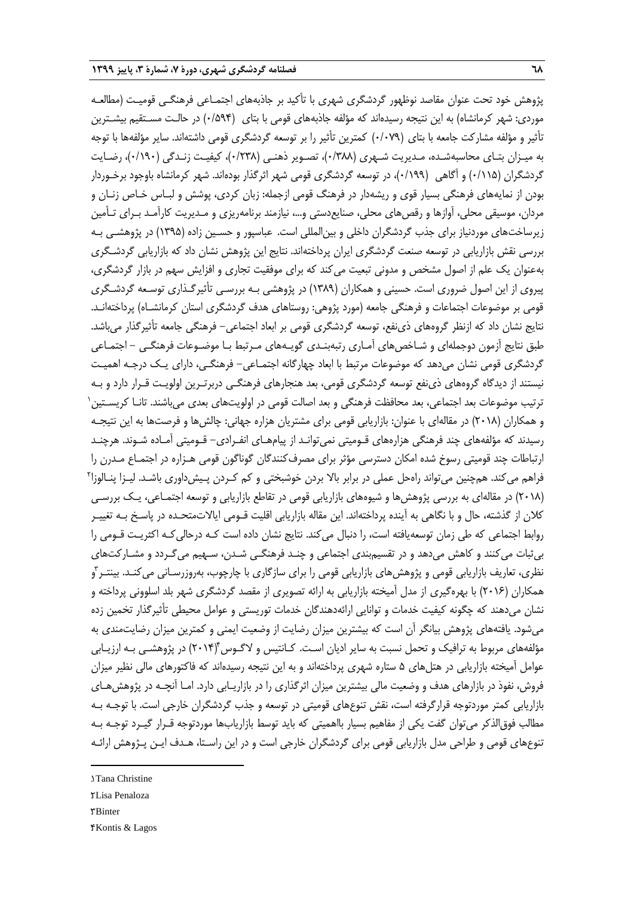پژوهش خود تحت عنوان نوظهور گردشگری شهری با تأکید بر جاذبه‌های اجتماعی فرهنگی قومیت (مطالعه موردی: شهر کرمانشاه) به این نتیجه رسیده‌اند که مؤلفه جاذبه‌های قومی با بتای (۰/۵۹۴) در حالت مستقیم بیشترین تأثیر و مؤلفه مشارکت جامعه با بتای (۰/۰۷۹) کمترین تأثیر را بر توسعه گردشگری قومی داشته‌اند. سایر مؤلفه‌ها با توجه به میزان بتای محاسبه‌شده، مدیریت شهری (۰/۳۸۸)، تصویر ذهنی (۰/۲۳۸)، کیفیت زندگی (۰/۱۹۰)، رضایت گردشگران (۰/۱۱۵) و آگاهی (۰/۱۹۹)، در توسعه گردشگری قومی شهر اثرگذار بوده‌اند. شهر کرمانشاه باوجود برخوردار بودن از نمایه‌های فرهنگی بسیار قوی و ریشه‌دار در فرهنگ قومی ازجمله: زبان کردی، پوشش و لباس خاص زنان و مردان، موسیقی محلی، آوازها و رقص‌های محلی، صنایع‌دستی و...، نیازمند برنامه‌ریزی و مدیریت کارآمد برای تأمین زیرساخت‌های موردنیاز برای جذب گردشگران داخلی و بین‌المللی است. عباسپور و حسین زاده (۱۳۹۵) در پژوهشی به بررسی نقش بازاریابی در توسعه صنعت گردشگری ایران پرداخته‌اند. نتایج این پژوهش نشان داد که بازاریابی گردشگری به‌عنوان یک علم از اصول مشخص و مدونی تبعیت می‌کند که برای موفقیت تجاری و افزایش سهم در بازار گردشگری، پیروی از این اصول ضروری است. حسینی و همکاران (۱۳۸۹) در پژوهشی به بررسی تأثیرگذاری توسعه گردشگری قومی بر موضوعات اجتماعات و فرهنگی جامعه (مورد پژوهی: روستاهای هدف گردشگری استان کرمانشاه) پرداخته‌اند. نتایج نشان داد که ازنظر گروه‌های ذی‌نفع، توسعه گردشگری قومی بر ابعاد اجتماعی- فرهنگی جامعه تأثیرگذار می‌باشد. طبق نتایج آزمون دوجمله‌ای و شاخص‌های آماری رتبه‌بندی گویه‌های مرتبط با موضوعات فرهنگی – اجتماعی گردشگری قومی نشان می‌دهد که موضوعات مرتبط با ابعاد چهارگانه اجتماعی- فرهنگی، دارای یک درجه اهمیت نیستند از دیدگاه گروه‌های ذی‌نفع توسعه گردشگری قومی، بعد هنجارهای فرهنگی دربرترین اولویت قرار دارد و به ترتیب موضوعات بعد اجتماعی، بعد محافظت فرهنگی و بعد اصالت قومی در اولویت‌های بعدی می‌باشند. تانا کریستین[1] و همکاران (۲۰۱۸) در مقاله‌ای با عنوان: بازاریابی قومی برای مشتریان هزاره جهانی: چالش‌ها و فرصت‌ها به این نتیجه رسیدند که مؤلفه‌های چند فرهنگی هزاره‌های قومیتی نمی‌توانند از پیام‌های انفرادی- قومیتی آماده شوند. هرچند ارتباطات چند قومیتی رسوخ شده امکان دسترسی مؤثر برای مصرف‌کنندگان گوناگون قومی هزاره در اجتماع مدرن را فراهم می‌کند. همچنین می‌تواند راه‌حل عملی در برابر بالا بردن خوشبختی و کم کردن پیش‌داوری باشد. لیزا پنالوزا[2] (۲۰۱۸) در مقاله‌ای به بررسی پژوهش‌ها و شیوه‌های بازاریابی قومی در تقاطع بازاریابی و توسعه اجتماعی، یک بررسی کلان از گذشته، حال و با نگاهی به آینده پرداخته‌اند. این مقاله بازاریابی اقلیت قومی ایالات‌متحده در پاسخ به تغییر روابط اجتماعی که طی زمان توسعه‌یافته است، را دنبال می‌کند. نتایج نشان داده است که درحالی‌که اکثریت قومی را بی‌ثبات می‌کنند و کاهش می‌دهد و در تقسیم‌بندی اجتماعی و چند فرهنگی شدن، سهیم می‌گردد و مشارکت‌های نظری، تعاریف بازاریابی قومی و پژوهش‌های بازاریابی قومی را برای سازگاری با چارچوب، به‌روزرسانی می‌کند. بینتر[3] و همکاران (۲۰۱۶) با بهره‌گیری از مدل آمیخته بازاریابی به ارائه تصویری از مقصد گردشگری شهر بلد اسلوونی پرداخته و نشان می‌دهند که چگونه کیفیت خدمات و توانایی ارائه‌دهندگان خدمات توریستی و عوامل محیطی تأثیرگذار تخمین زده می‌شود. یافته‌های پژوهش بیانگر آن است که بیشترین میزان رضایت از وضعیت ایمنی و کمترین میزان رضایت‌مندی به مؤلفه‌های مربوط به ترافیک و تحمل نسبت به سایر ادیان است. کانتیس و لاگوس[4] (۲۰۱۴) در پژوهشی به ارزیابی عوامل آمیخته بازاریابی در هتل‌های ۵ ستاره شهری پرداخته‌اند و به این نتیجه رسیده‌اند که فاکتورهای مالی نظیر میزان فروش، نفوذ در بازارهای هدف و وضعیت مالی بیشترین میزان اثرگذاری را در بازاریابی دارد. اما آنچه در پژوهش‌های بازاریابی کمتر موردتوجه قرارگرفته است، نقش تنوع‌های قومیتی در توسعه و جذب گردشگران خارجی است. با توجه به مطالب فوق‌الذکر می‌توان گفت یکی از مفاهیم بسیار بااهمیتی که باید توسط بازاریاب‌ها موردتوجه قرار گیرد توجه به تنوع‌های قومی و طراحی مدل بازاریابی قومی برای گردشگران خارجی است و در این راستا، هدف این پژوهش ارائه

---

1. Tana Christine
2. Lisa Penaloza
3. Binter
4. Kontis & Lagos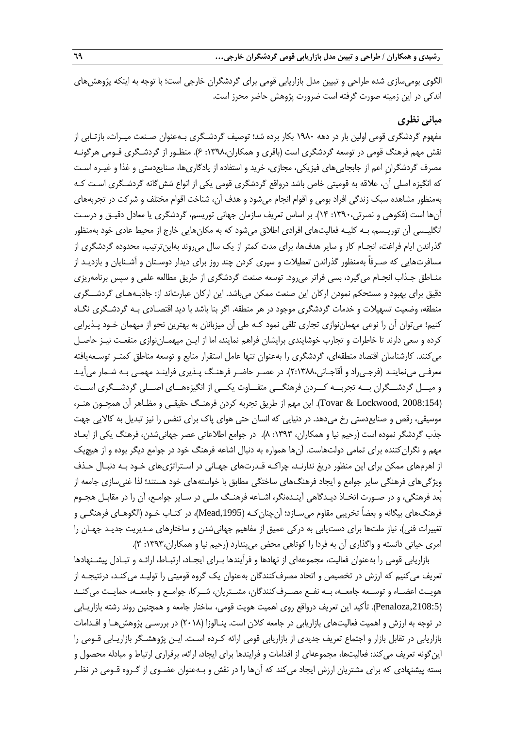الگوی بومی‌سازی شده طراحی و تبیین مدل بازاریابی قومی برای گردشگران خارجی است؛ با توجه به اینکه پژوهش‌های اندکی در این زمینه صورت گرفته است ضرورت پژوهش حاضر محرز است.

## مبانی نظری

مفهوم گردشگری قومی اولین بار در دهه ۱۹۸۰ بکار برده شد؛ توصیف گردشگری به‌عنوان صنعت میراث، بازتابی از نقش مهم فرهنگ قومی در توسعه گردشگری است (باقری و همکاران،۱۳۹۸: ۶). منظور از گردشگری قومی هرگونه مصرف گردشگرانِ اعم از جابجایی‌های فیزیکی، مجازی، خرید و استفاده از یادگاری‌ها، صنایع‌دستی و غذا و غیره است که انگیزه اصلی آن، علاقه به قومیتی خاص باشد درواقع گردشگری قومی یکی از انواع شش‌گانه گردشگری است که به‌منظور مشاهده سبک زندگی افراد بومی و اقوام انجام می‌شود و هدف آن، شناخت اقوام مختلف و شرکت در تجربه‌های آن‌ها است (فکوهی و نصرتی،۱۳۹۰: ۱۴). بر اساس تعریف سازمان جهانی توریسم، گردشگری یا معادل دقیق و درست انگلیسی آن توریسم، به کلیه فعالیت‌های افرادی اطلاق می‌شود که به مکان‌هایی خارج از محیط عادی خود به‌منظور گذراندن ایام فراغت، انجام کار و سایر هدف‌ها، برای مدت کمتر از یک سال می‌روند به‌این‌ترتیب، محدوده گردشگری از مسافرت‌هایی که صرفاً به‌منظور گذراندن تعطیلات و سپری کردن چند روز برای دیدار دوستان و آشنایان و بازدید از مناطق جذاب انجام می‌گیرد، بسی فراتر می‌رود. توسعه صنعت گردشگری از طریق مطالعه علمی و سپس برنامه‌ریزی دقیق برای بهبود و مستحکم نمودن ارکان این صنعت ممکن می‌باشد. این ارکان عبارت‌اند از: جاذبه‌های گردشگری منطقه، وضعیت تسهیلات و خدمات گردشگری موجود در هر منطقه. اگر بنا باشد با دید اقتصادی به گردشگری نگاه کنیم؛ می‌توان آن را نوعی مهمان‌نوازی تجاری تلقی نمود که طی آن میزبانان به بهترین نحو از میهمان خود پذیرایی کرده و سعی دارند تا خاطرات و تجارب خوشایندی برایشان فراهم نمایند، اما از این میهمان‌نوازی منفعت نیز حاصل می‌کنند. کارشناسان اقتصاد منطقه‌ای، گردشگری را به‌عنوان تنها عامل استقرار منابع و توسعه مناطق کمتر توسعه‌یافته معرفی می‌نمایند (فرجی‌راد و آقاجانی،۱۳۸۸:۲). در عصر حاضر فرهنگ پذیری فرایند مهمی به شمار می‌آید و میل گردشگران به تجربه کردن فرهنگی متفاوت یکی از انگیزه‌های اصلی گردشگری است (Tovar & Lockwood, 2008:154). این مهم از طریق تجربه کردن فرهنگ حقیقی و مظاهر آن همچون هنر، موسیقی، رقص و صنایع‌دستی رخ می‌دهد. در دنیایی که انسان حتی هوای پاک برای تنفس را نیز تبدیل به کالایی جهت جذب گردشگر نموده است (رحیم نیا و همکاران، ۱۳۹۳: ۸). در جوامع اطلاعاتی عصر جهانی‌شدن، فرهنگ یکی از ابعاد مهم و نگران‌کننده برای تمامی دولت‌هاست. آن‌ها همواره به دنبال اشاعه فرهنگ خود در جوامع دیگر بوده و از هیچ‌یک از اهرم‌های ممکن برای این منظور دریغ ندارند، چراکه قدرت‌های جهانی در استراتژی‌های خود به دنبال حذف ویژگی‌های فرهنگی سایر جوامع و ایجاد فرهنگ‌های ساختگی مطابق با خواسته‌های خود هستند؛ لذا غنی‌سازی جامعه از بُعد فرهنگی، و در صورت اتخاذ دیدگاهی آینده‌نگر، اشاعه فرهنگ ملی در سایر جوامع، آن را در مقابل هجوم فرهنگ‌های بیگانه و بعضاً تخریبی مقاوم می‌سازد؛ آن‌چنان‌که (Mead,1995)، در کتاب خود (الگوهای فرهنگی و تغییرات فنی)، نیاز ملت‌ها برای دست‌یابی به درکی عمیق از مفاهیم جهانی‌شدن و ساختارهای مدیریت جدید جهان را امری حیاتی دانسته و واگذاری آن به فردا را کوتاهی محض می‌پندارد (رحیم نیا و همکاران،۱۳۹۳: ۳).

بازاریابی قومی را به‌عنوان فعالیت، مجموعه‌ای از نهادها و فرآیندها برای ایجاد، ارتباط، ارائه و تبادل پیشنهادها تعریف می‌کنیم که ارزش در تخصیص و اتحاد مصرف‌کنندگان به‌عنوان یک گروه قومیتی را تولید می‌کند، درنتیجه از هویت اعضاء و توسعه جامعه، به نفع مصرف‌کنندگان، مشتریان، شرکا، جوامع و جامعه، حمایت می‌کند (Penaloza,2108:5). تأکید این تعریف درواقع روی اهمیت هویت قومی، ساختار جامعه و همچنین روند رشته بازاریابی در توجه به ارزش و اهمیت فعالیت‌های بازاریابی در جامعه کلان است. پنالوزا (۲۰۱۸) در بررسی پژوهش‌ها و اقدامات بازاریابی در تقابل بازار و اجتماع تعریف جدیدی از بازاریابی قومی ارائه کرده است. این پژوهشگر بازاریابی قومی را این‌گونه تعریف می‌کند: فعالیت‌ها، مجموعه‌ای از اقدامات و فرایندها برای ایجاد، ارائه، برقراری ارتباط و مبادله محصول و بسته پیشنهادی که برای مشتریان ارزش ایجاد می‌کند که آن‌ها را در نقش و به‌عنوان عضوی از گروه قومی در نظر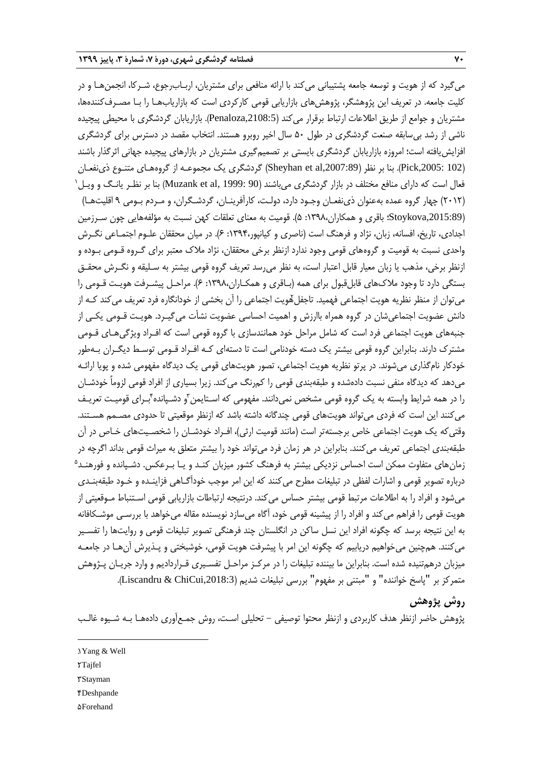می‌گیرد که از هویت و توسعه جامعه پشتیبانی می‌کند با ارائه منافعی برای مشتریان، ارباب‌رجوع، شرکا، انجمن‌ها و در کلیت جامعه. در تعریف این پژوهشگر، پژوهش‌های بازاریابی قومی کارکردی است که بازاریاب‌ها را با مصرف‌کننده‌ها، مشتریان و جوامع از طریق اطلاعات ارتباط برقرار می‌کند (Penaloza,2108:5). بازاریابان گردشگری با محیطی پیچیده ناشی از رشد بی‌سابقه صنعت گردشگری در طول ۵۰ سال اخیر روبرو هستند. انتخاب مقصد در دسترس برای گردشگری افزایش‌یافته است؛ امروزه بازاریابان گردشگری بایستی بر تصمیم‌گیری مشتریان در بازارهای پیچیده جهانی اثرگذار باشند (Pick,2005: 102). بنا بر نظر (Sheyhan et al,2007:89) گردشگری یک مجموعه از گروه‌های متنوع ذی‌نفعان فعال است که دارای منافع مختلف در بازار گردشگری می‌باشند (Muzank et al, 1999: 90) بنا بر نظر یانگ و ویل[1] (۲۰۱۲) چهار گروه عمده به‌عنوان ذی‌نفعان وجود دارد، دولت، کارآفرینان، گردشگران، و مردم بومی ۹ اقلیت‌ها) (Stoykova,2015:89؛ باقری و همکاران،۱۳۹۸: ۵). قومیت به معنای تعلقات کهن نسبت به مؤلفه‌هایی چون سرزمین اجدادی، تاریخ، افسانه، زبان، نژاد و فرهنگ است (ناصری و کیانپور،۱۳۹۴: ۶). در میان محققان علوم اجتماعی نگرش واحدی نسبت به قومیت و گروه‌های قومی وجود ندارد ازنظر برخی محققان، نژاد ملاک معتبر برای گروه قومی بوده و ازنظر برخی، مذهب یا زبان معیار قابل اعتبار است، به نظر می‌رسد تعریف گروه قومی بیشتر به سلیقه و نگرش محقق بستگی دارد تا وجود ملاک‌های قابل‌قبول برای همه (باقری و همکاران،۱۳۹۸: ۶). مراحل پیشرفت هویت قومی را می‌توان از منظر نظریه هویت اجتماعی فهمید. تاجفل[2]هویت اجتماعی را آن بخشی از خودانگاره فرد تعریف می‌کند که از دانش عضویت اجتماعی‌شان در گروه همراه باارزش و اهمیت احساسی عضویت نشأت می‌گیرد. هویت قومی یکی از جنبه‌های هویت اجتماعی فرد است که شامل مراحل خود همانندسازی با گروه قومی است که افراد ویژگی‌های قومی مشترک دارند. بنابراین گروه قومی بیشتر یک دسته خودنامی است تا دسته‌ای که افراد قومی توسط دیگران به‌طور خودکار نام‌گذاری می‌شوند. در پرتو نظریه هویت اجتماعی، تصور هویت‌های قومی یک دیدگاه مفهومی شده و پویا ارائه می‌دهد که دیدگاه منفی نسبت داده‌شده و طبقه‌بندی قومی را کم‌رنگ می‌کند. زیرا بسیاری از افراد قومی لزوماً خودشان را در همه شرایط وابسته به یک گروه قومی مشخص نمی‌دانند. مفهومی که استایمن[3]و دشپانده[4]برای قومیت تعریف می‌کنند این است که فردی می‌تواند هویت‌های قومی چندگانه داشته باشد که ازنظر موقعیتی تا حدودی مصمم هستند. وقتی‌که یک هویت اجتماعی خاص برجسته‌تر است (مانند قومیت ارثی)، افراد خودشان را شخصیت‌های خاص در آن طبقه‌بندی اجتماعی تعریف می‌کنند. بنابراین در هر زمان فرد می‌تواند خود را بیشتر متعلق به میراث قومی بداند اگرچه در زمان‌های متفاوت ممکن است احساس نزدیکی بیشتر به فرهنگ کشور میزبان کند و یا برعکس. دشپانده و فورهند[5] درباره تصویر قومی و اشارات لفظی در تبلیغات مطرح می‌کنند که این امر موجب خودآگاهی فزاینده و خود طبقه‌بندی می‌شود و افراد را به اطلاعات مرتبط قومی بیشتر حساس می‌کند. درنتیجه ارتباطات بازاریابی قومی استنباط موقعیتی از هویت قومی را فراهم می‌کند و افراد را از پیشینه قومی خود، آگاه می‌سازد نویسنده مقاله می‌خواهد با بررسی موشکافانه به این نتیجه برسد که چگونه افراد این نسل ساکن در انگلستان چند فرهنگی تصویر تبلیغات قومی و روایت‌ها را تفسیر می‌کنند. هم‌چنین می‌خواهیم دریابیم که چگونه این امر با پیشرفت هویت قومی، خوشبختی و پذیرش آن‌ها در جامعه میزبان درهم‌تنیده شده است. بنابراین ما بیننده تبلیغات را در مرکز مراحل تفسیری قراردادیم و وارد جریان پژوهش متمرکز بر "پاسخ خواننده" و "مبتنی بر مفهوم" بررسی تبلیغات شدیم (Liscandru & ChiCui,2018:3).

## روش پژوهش

پژوهش حاضر ازنظر هدف کاربردی و ازنظر محتوا توصیفی – تحلیلی است، روش جمع‌آوری داده‌ها به شیوه غالب

---

[1] Yang & Well

[2] Tajfel

[3] Stayman

[4] Deshpande

[5] Forehand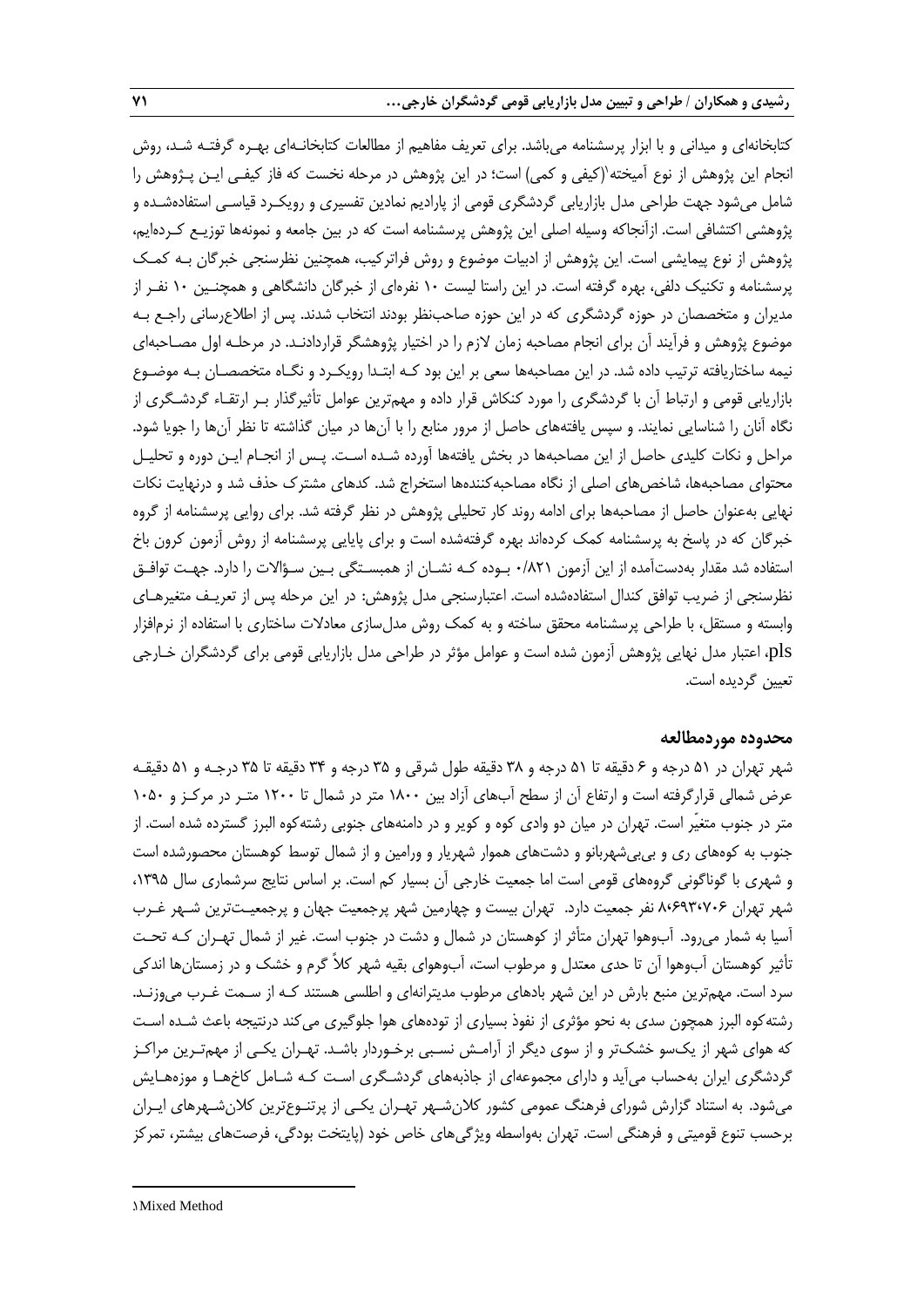کتابخانه‌ای و میدانی و با ابزار پرسشنامه می‌باشد. برای تعریف مفاهیم از مطالعات کتابخانه‌ای بهره گرفته شد، روش انجام این پژوهش از نوع آمیخته[1](کیفی و کمی) است؛ در این پژوهش در مرحله نخست که فاز کیفی این پژوهش را شامل می‌شود جهت طراحی مدل بازاریابی گردشگری قومی از پارادیم نمادین تفسیری و رویکرد قیاسی استفاده‌شده و پژوهشی اکتشافی است. ازآنجاکه وسیله اصلی این پژوهش پرسشنامه است که در بین جامعه و نمونه‌ها توزیع کرده‌ایم، پژوهش از نوع پیمایشی است. این پژوهش از ادبیات موضوع و روش فراترکیب، همچنین نظرسنجی خبرگان به کمک پرسشنامه و تکنیک دلفی، بهره گرفته است. در این راستا لیست ۱۰ نفره‌ای از خبرگان دانشگاهی و همچنین ۱۰ نفر از مدیران و متخصصان در حوزه گردشگری که در این حوزه صاحب‌نظر بودند انتخاب شدند. پس از اطلاع‌رسانی راجع به موضوع پژوهش و فرآیند آن برای انجام مصاحبه زمان لازم را در اختیار پژوهشگر قراردادند. در مرحله اول مصاحبه‌ای نیمه ساختاریافته ترتیب داده شد. در این مصاحبه‌ها سعی بر این بود که ابتدا رویکرد و نگاه متخصصان به موضوع بازاریابی قومی و ارتباط آن با گردشگری را مورد کنکاش قرار داده و مهم‌ترین عوامل تأثیرگذار بر ارتقاء گردشگری از نگاه آنان را شناسایی نمایند. و سپس یافته‌های حاصل از مرور منابع را با آن‌ها در میان گذاشته تا نظر آن‌ها را جویا شود. مراحل و نکات کلیدی حاصل از این مصاحبه‌ها در بخش یافته‌ها آورده شده است. پس از انجام این دوره و تحلیل محتوای مصاحبه‌ها، شاخص‌های اصلی از نگاه مصاحبه‌کننده‌ها استخراج شد. کدهای مشترک حذف شد و درنهایت نکات نهایی به‌عنوان حاصل از مصاحبه‌ها برای ادامه روند کار تحلیلی پژوهش در نظر گرفته شد. برای روایی پرسشنامه از گروه خبرگان که در پاسخ به پرسشنامه کمک کرده‌اند بهره گرفته‌شده است و برای پایایی پرسشنامه از روش آزمون کرون باخ استفاده شد مقدار به‌دست‌آمده از این آزمون ۰/۸۲۱ بوده که نشان از همبستگی بین سؤالات را دارد. جهت توافق نظرسنجی از ضریب توافق کندال استفاده‌شده است. اعتبارسنجی مدل پژوهش: در این مرحله پس از تعریف متغیرهای وابسته و مستقل، با طراحی پرسشنامه محقق ساخته و به کمک روش مدل‌سازی معادلات ساختاری با استفاده از نرم‌افزار pls، اعتبار مدل نهایی پژوهش آزمون شده است و عوامل مؤثر در طراحی مدل بازاریابی قومی برای گردشگران خارجی تعیین گردیده است.

## محدوده موردمطالعه

شهر تهران در ۵۱ درجه و ۶ دقیقه تا ۵۱ درجه و ۳۸ دقیقه طول شرقی و ۳۵ درجه و ۳۴ دقیقه تا ۳۵ درجه و ۵۱ دقیقه عرض شمالی قرارگرفته است و ارتفاع آن از سطح آب‌های آزاد بین ۱۸۰۰ متر در شمال تا ۱۲۰۰ متر در مرکز و ۱۰۵۰ متر در جنوب متغیّر است. تهران در میان دو وادی کوه و کویر و در دامنه‌های جنوبی رشته‌کوه البرز گسترده شده است. از جنوب به کوه‌های ری و بی‌بی‌شهربانو و دشت‌های هموار شهریار و ورامین و از شمال توسط کوهستان محصورشده است و شهری با گوناگونی گروه‌های قومی است اما جمعیت خارجی آن بسیار کم است. بر اساس نتایج سرشماری سال ۱۳۹۵، شهر تهران ۸،۶۹۳،۷۰۶ نفر جمعیت دارد. تهران بیست و چهارمین شهر پرجمعیت جهان و پرجمعیت‌ترین شهر غرب آسیا به شمار می‌رود. آب‌وهوا تهران متأثر از کوهستان در شمال و دشت در جنوب است. غیر از شمال تهران که تحت تأثیر کوهستان آب‌وهوا آن تا حدی معتدل و مرطوب است، آب‌وهوای بقیه شهر کلاً گرم و خشک و در زمستان‌ها اندکی سرد است. مهم‌ترین منبع بارش در این شهر بادهای مرطوب مدیترانه‌ای و اطلسی هستند که از سمت غرب می‌وزند. رشته‌کوه البرز همچون سدی به نحو مؤثری از نفوذ بسیاری از توده‌های هوا جلوگیری می‌کند درنتیجه باعث شده است که هوای شهر از یک‌سو خشک‌تر و از سوی دیگر از آرامش نسبی برخوردار باشد. تهران یکی از مهم‌ترین مراکز گردشگری ایران به‌حساب می‌آید و دارای مجموعه‌ای از جاذبه‌های گردشگری است که شامل کاخ‌ها و موزه‌هایش می‌شود. به استناد گزارش شورای فرهنگ عمومی کشور کلان‌شهر تهران یکی از پرتنوع‌ترین کلان‌شهرهای ایران برحسب تنوع قومیتی و فرهنگی است. تهران به‌واسطه ویژگی‌های خاص خود (پایتخت بودگی، فرصت‌های بیشتر، تمرکز

---

[1] Mixed Method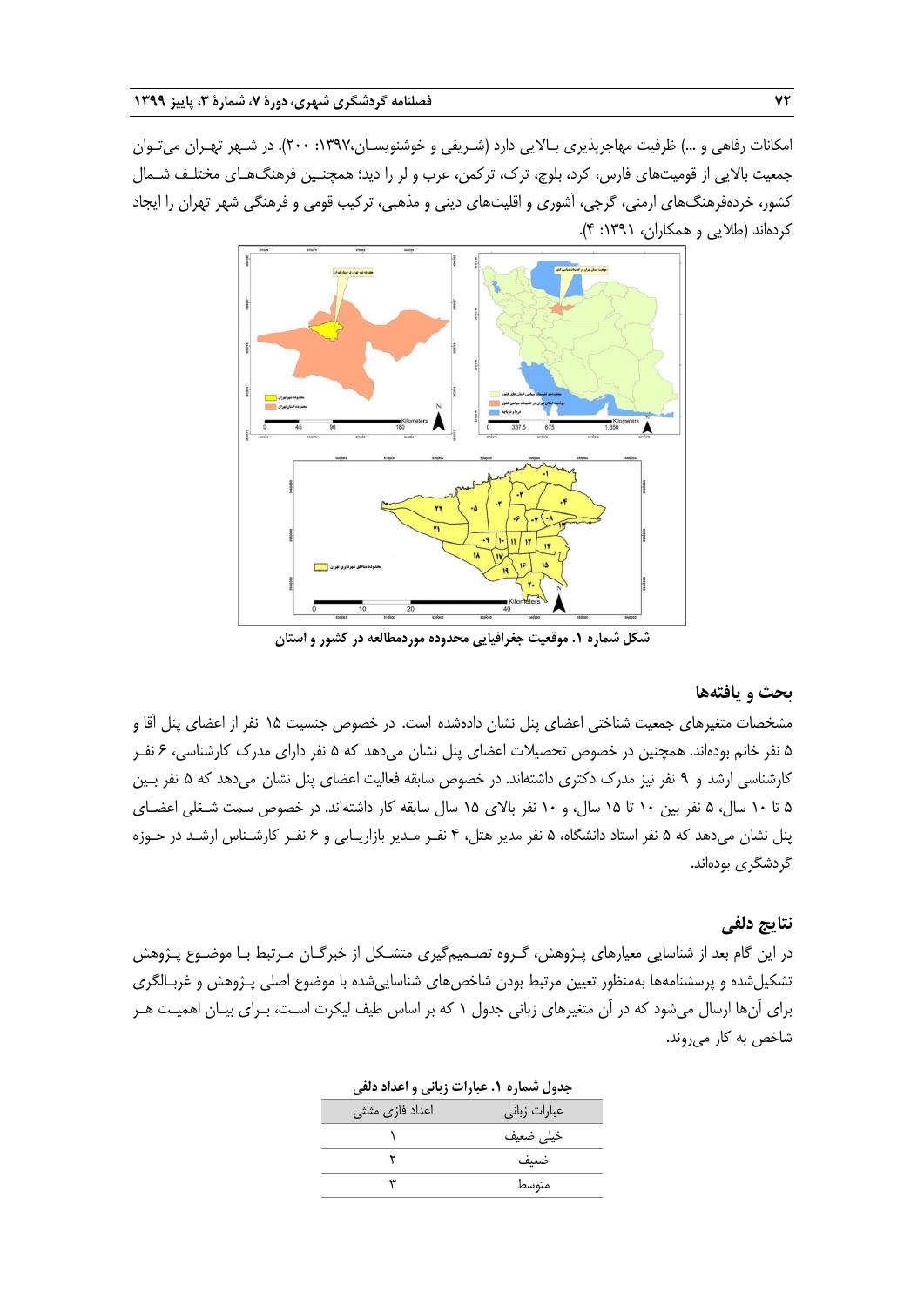امکانات رفاهی و ...) ظرفیت مهاجرپذیری بالایی دارد (شریفی و خوشنویسان،۱۳۹۷: ۲۰۰). در شهر تهران می‌توان جمعیت بالایی از قومیت‌های فارس، کرد، بلوچ، ترک، ترکمن، عرب و لر را دید؛ همچنین فرهنگ‌های مختلف شمال کشور، خرده‌فرهنگ‌های ارمنی، گرجی، آشوری و اقلیت‌های دینی و مذهبی، ترکیب قومی و فرهنگی شهر تهران را ایجاد کرده‌اند (طلایی و همکاران، ۱۳۹۱: ۴).

شکل شماره ۱. موقعیت جغرافیایی محدوده موردمطالعه در کشور و استان

## بحث و یافته‌ها

مشخصات متغیرهای جمعیت شناختی اعضای پنل نشان داده‌شده است. در خصوص جنسیت ۱۵ نفر از اعضای پنل آقا و ۵ نفر خانم بوده‌اند. همچنین در خصوص تحصیلات اعضای پنل نشان می‌دهد که ۵ نفر دارای مدرک کارشناسی، ۶ نفر کارشناسی ارشد و ۹ نفر نیز مدرک دکتری داشته‌اند. در خصوص سابقه فعالیت اعضای پنل نشان می‌دهد که ۵ نفر بین ۵ تا ۱۰ سال، ۵ نفر بین ۱۰ تا ۱۵ سال، و ۱۰ نفر بالای ۱۵ سال سابقه کار داشته‌اند. در خصوص سمت شغلی اعضای پنل نشان می‌دهد که ۵ نفر استاد دانشگاه، ۵ نفر مدیر هتل، ۴ نفر مدیر بازاریابی و ۶ نفر کارشناس ارشد در حوزه گردشگری بوده‌اند.

## نتایج دلفی

در این گام بعد از شناسایی معیارهای پژوهش، گروه تصمیم‌گیری متشکل از خبرگان مرتبط با موضوع پژوهش تشکیل‌شده و پرسشنامه‌ها به‌منظور تعیین مرتبط بودن شاخص‌های شناسایی‌شده با موضوع اصلی پژوهش و غربالگری برای آن‌ها ارسال می‌شود که در آن متغیرهای زبانی جدول ۱ که بر اساس طیف لیکرت است، برای بیان اهمیت هر شاخص به کار می‌روند.

جدول شماره ۱. عبارات زبانی و اعداد دلفی

| عبارات زبانی | اعداد فازی مثلثی |
|---|---|
| خیلی ضعیف | ۱ |
| ضعیف | ۲ |
| متوسط | ۳ |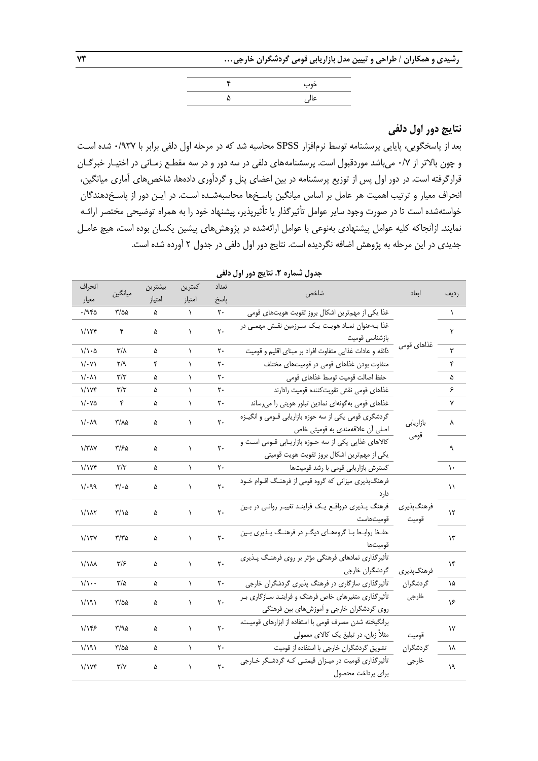| | |
|---|---|
| خوب | ۴ |
| عالی | ۵ |

## نتایج دور اول دلفی

بعد از پاسخگویی، پایایی پرسشنامه توسط نرم‌افزار SPSS محاسبه شد که در مرحله اول دلفی برابر با ۰/۹۳۷ شده است و چون بالاتر از ۰/۷ می‌باشد موردقبول است. پرسشنامه‌های دلفی در سه دور و در سه مقطع زمانی در اختیار خبرگان قرارگرفته است. در دور اول پس از توزیع پرسشنامه در بین اعضای پنل و گردآوری داده‌ها، شاخص‌های آماری میانگین، انحراف معیار و ترتیب اهمیت هر عامل بر اساس میانگین پاسخ‌ها محاسبه‌شده است. در این دور از پاسخ‌دهندگان خواسته‌شده است تا در صورت وجود سایر عوامل تأثیرگذار یا تأثیرپذیر، پیشنهاد خود را به همراه توضیحی مختصر ارائه نمایند. ازآنجاکه کلیه عوامل پیشنهادی به‌نوعی با عوامل ارائه‌شده در پژوهش‌های پیشین یکسان بوده است، هیچ عامل جدیدی در این مرحله به پژوهش اضافه نگردیده است. نتایج دور اول دلفی در جدول ۲ آورده شده است.

**جدول شماره ۲. نتایج دور اول دلفی**

| ردیف | ابعاد | شاخص | تعداد پاسخ | کمترین امتیاز | بیشترین امتیاز | میانگین | انحراف معیار |
|---|---|---|---|---|---|---|---|
| ۱ | غذاهای قومی | غذا یکی از مهم‌ترین اشکال بروز تقویت هویت‌های قومی | ۲۰ | ۱ | ۵ | ۳/۵۵ | ۰/۹۴۵ |
| ۲ | | غذا به‌عنوان نماد هویت یک سرزمین نقش مهمی در بازشناسی قومیت | ۲۰ | ۱ | ۵ | ۴ | ۱/۱۲۴ |
| ۳ | | ذائقه و عادات غذایی متفاوت افراد بر مبنای اقلیم و قومیت | ۲۰ | ۱ | ۵ | ۳/۸ | ۱/۱۰۵ |
| ۴ | | متفاوت بودن غذاهای قومی در قومیت‌های مختلف | ۲۰ | ۱ | ۴ | ۲/۹ | ۱/۰۷۱ |
| ۵ | | حفظ اصالت قومیت توسط غذاهای قومی | ۲۰ | ۱ | ۵ | ۳/۳ | ۱/۰۸۱ |
| ۶ | | غذاهای قومی نقش تقویت‌کننده قومیت رادارند | ۲۰ | ۱ | ۵ | ۳/۳ | ۱/۱۷۴ |
| ۷ | | غذاهای قومی به‌گونه‌ای نمادین تبلور هویتی را می‌رساند | ۲۰ | ۱ | ۵ | ۴ | ۱/۰۷۵ |
| ۸ | بازاریابی قومی | گردشگری قومی یکی از سه حوزه بازاریابی قومی و انگیزه اصلی آن علاقه‌مندی به قومیتی خاص | ۲۰ | ۱ | ۵ | ۳/۸۵ | ۱/۰۸۹ |
| ۹ | | کالاهای غذایی یکی از سه حوزه بازاریابی قومی است و یکی از مهم‌ترین اشکال بروز تقویت هویت قومیتی | ۲۰ | ۱ | ۵ | ۳/۶۵ | ۱/۳۸۷ |
| ۱۰ | | گسترش بازاریابی قومی با رشد قومیت‌ها | ۲۰ | ۱ | ۵ | ۳/۳ | ۱/۱۷۴ |
| ۱۱ | فرهنگ‌پذیری قومیت | فرهنگ‌پذیری میزانی که گروه قومی از فرهنگ اقوام خود دارد | ۲۰ | ۱ | ۵ | ۳/۰۵ | ۱/۰۹۹ |
| ۱۲ | | فرهنگ پذیری درواقع یک فرایند تغییر روانی در بین قومیت‌هاست | ۲۰ | ۱ | ۵ | ۳/۱۵ | ۱/۱۸۲ |
| ۱۳ | | حفظ روابط با گروه‌های دیگر در فرهنگ پذیری بین قومیت‌ها | ۲۰ | ۱ | ۵ | ۳/۳۵ | ۱/۱۳۷ |
| ۱۴ | فرهنگ‌پذیری گردشگران خارجی | تأثیرگذاری نمادهای فرهنگی مؤثر بر روی فرهنگ پذیری گردشگران خارجی | ۲۰ | ۱ | ۵ | ۳/۶ | ۱/۱۸۸ |
| ۱۵ | | تأثیرگذاری سازگاری در فرهنگ پذیری گردشگران خارجی | ۲۰ | ۱ | ۵ | ۳/۵ | ۱/۱۰۰ |
| ۱۶ | | تأثیرگذاری متغیرهای خاص فرهنگ و فرایند سازگاری بر روی گردشگران خارجی و آموزش‌های بین فرهنگی | ۲۰ | ۱ | ۵ | ۳/۵۵ | ۱/۱۹۱ |
| ۱۷ | قومیت گردشگران خارجی | برانگیخته شدن مصرف قومی با استفاده از ابزارهای قومیت، مثلاً زبان، در تبلیغ یک کالای معمولی | ۲۰ | ۱ | ۵ | ۳/۹۵ | ۱/۱۴۶ |
| ۱۸ | | تشویق گردشگران خارجی با استفاده از قومیت | ۲۰ | ۱ | ۵ | ۳/۵۵ | ۱/۱۹۱ |
| ۱۹ | | تأثیرگذاری قومیت در میزان قیمتی که گردشگر خارجی برای پرداخت محصول | ۲۰ | ۱ | ۵ | ۳/۷ | ۱/۱۷۴ |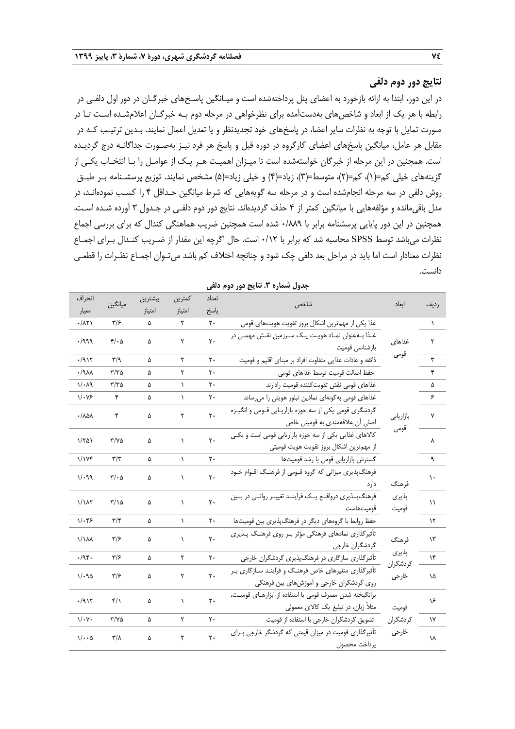## نتایج دور دوم دلفی

در این دور، ابتدا به ارائه بازخورد به اعضای پنل پرداخته‌شده است و میـانگین پاسـخ‌های خبرگـان در دور اول دلفـی در رابطه با هر یک از ابعاد و شاخص‌های به‌دست‌آمده برای نظرخواهی در مرحله دوم بـه خبرگـان اعلام‌شـده اسـت تـا در صورت تمایل با توجه به نظرات سایر اعضا، در پاسخ‌های خود تجدیدنظر و یا تعدیل اعمال نمایند. بـدین ترتیـب کـه در مقابل هر عامل، میانگین پاسخ‌های اعضای کارگروه در دوره قبل و پاسخ هر فرد نیـز به‌صـورت جداگانـه درج گردیـده است. همچنین در این مرحله از خبرگان خواسته‌شده است تا میـزان اهمیـت هـر یـک از عوامـل را بـا انتخـاب یکـی از گزینه‌های خیلی کم=(۱)، کم=(۲)، متوسط=(۳)، زیاد=(۴) و خیلی زیاد=(۵) مشخص نمایند. توزیع پرسشـنامه بـر طبـق روش دلفی در سه مرحله انجام‌شده است و در مرحله سه گویه‌هایی که شرط میانگین حـداقل ۴ را کسـب نموده‌انـد، در مدل باقی‌مانده و مؤلفه‌هایی با میانگین کمتر از ۴ حذف گردیده‌اند. نتایج دور دوم دلفـی در جـدول ۳ آورده شـده اسـت. همچنین در این دور پایایی پرسشنامه برابر با ۰/۸۸۹ شده است همچنین ضریب هماهنگی کندال که برای بررسی اجماع نظرات می‌باشد توسط SPSS محاسبه شد که برابر با ۰/۱۲ است. حال اگرچه این مقدار از ضـریب کنـدال بـرای اجمـاع نظرات معنادار است اما باید در مراحل بعد دلفی چک شود و چنانچه اختلاف کم باشد می‌تـوان اجمـاع نظـرات را قطعـی دانست.

**جدول شماره ۳. نتایج دور دوم دلفی**

| ردیف | ابعاد | شاخص | تعداد پاسخ | کمترین امتیاز | بیشترین امتیاز | میانگین | انحراف معیار |
|---|---|---|---|---|---|---|---|
| ۱ | غذاهای قومی | غذا یکی از مهم‌ترین اشکال بروز تقویت هویت‌های قومی | ۲۰ | ۲ | ۵ | ۳/۶ | ۰/۸۲۱ |
| ۲ | | غـذا بـه‌عنوان نمـاد هویـت یـک سـرزمین نقـش مهمـی در بازشناسی قومیت | ۲۰ | ۲ | ۵ | ۴/۰۵ | ۰/۹۹۹ |
| ۳ | | ذائقه و عادات غذایی متفاوت افراد بر مبنای اقلیم و قومیت | ۲۰ | ۲ | ۵ | ۳/۹ | ۰/۹۱۲ |
| ۴ | | حفظ اصالت قومیت توسط غذاهای قومی | ۲۰ | ۲ | ۵ | ۳/۳۵ | ۰/۹۸۸ |
| ۵ | | غذاهای قومی نقش تقویت‌کننده قومیت رادارند | ۲۰ | ۱ | ۵ | ۳/۳۵ | ۱/۰۸۹ |
| ۶ | | غذاهای قومی به‌گونه‌ای نمادین تبلور هویتی را می‌رساند | ۲۰ | ۱ | ۵ | ۴ | ۱/۰۷۶ |
| ۷ | بازاریابی قومی | گردشگری قومی یکی از سه حوزه بازاریـابی قـومی و انگیـزه اصلی آن علاقه‌مندی به قومیتی خاص | ۲۰ | ۲ | ۵ | ۴ | ۰/۸۵۸ |
| ۸ | | کالاهای غذایی یکی از سه حوزه بازاریابی قومی است و یکـی از مهم‌ترین اشکال بروز تقویت هویت قومیتی | ۲۰ | ۱ | ۵ | ۳/۷۵ | ۱/۲۵۱ |
| ۹ | | گسترش بازاریابی قومی با رشد قومیت‌ها | ۲۰ | ۱ | ۵ | ۳/۳ | ۱/۱۷۴ |
| ۱۰ | فرهنگ پذیری قومیت | فرهنگ‌پذیری میزانی که گروه قـومی از فرهنـگ اقـوام خـود دارد | ۲۰ | ۱ | ۵ | ۳/۰۵ | ۱/۰۹۹ |
| ۱۱ | | فرهنگ‌پـذیری درواقـع یـک فراینـد تغییـر روانـی در بـین قومیت‌هاست | ۲۰ | ۱ | ۵ | ۳/۱۵ | ۱/۱۸۲ |
| ۱۲ | | حفظ روابط با گروه‌های دیگر در فرهنگ‌پذیری بین قومیت‌ها | ۲۰ | ۱ | ۵ | ۳/۴ | ۱/۰۴۶ |
| ۱۳ | فرهنگ پذیری گردشگران خارجی | تأثیرگذاری نمادهای فرهنگی مؤثر بـر روی فرهنـگ پـذیری گردشگران خارجی | ۲۰ | ۱ | ۵ | ۳/۶ | ۱/۱۸۸ |
| ۱۴ | | تأثیرگذاری سازگاری در فرهنگ‌پذیری گردشگران خارجی | ۲۰ | ۲ | ۵ | ۳/۶ | ۰/۹۴۰ |
| ۱۵ | | تأثیرگذاری متغیرهای خاص فرهنـگ و فراینـد سـازگاری بـر روی گردشگران خارجی و آموزش‌های بین فرهنگی | ۲۰ | ۲ | ۵ | ۳/۶ | ۱/۰۹۵ |
| ۱۶ | قومیت گردشگران خارجی | برانگیخته شدن مصرف قومی با استفاده از ابزارهـای قومیـت، مثلاً زبان، در تبلیغ یک کالای معمولی | ۲۰ | ۱ | ۵ | ۴/۱ | ۰/۹۱۲ |
| ۱۷ | | تشویق گردشگران خارجی با استفاده از قومیت | ۲۰ | ۲ | ۵ | ۳/۷۵ | ۱/۰۷۰ |
| ۱۸ | | تأثیرگذاری قومیت در میزان قیمتی که گردشگر خارجی بـرای پرداخت محصول | ۲۰ | ۲ | ۵ | ۳/۸ | ۱/۰۰۵ |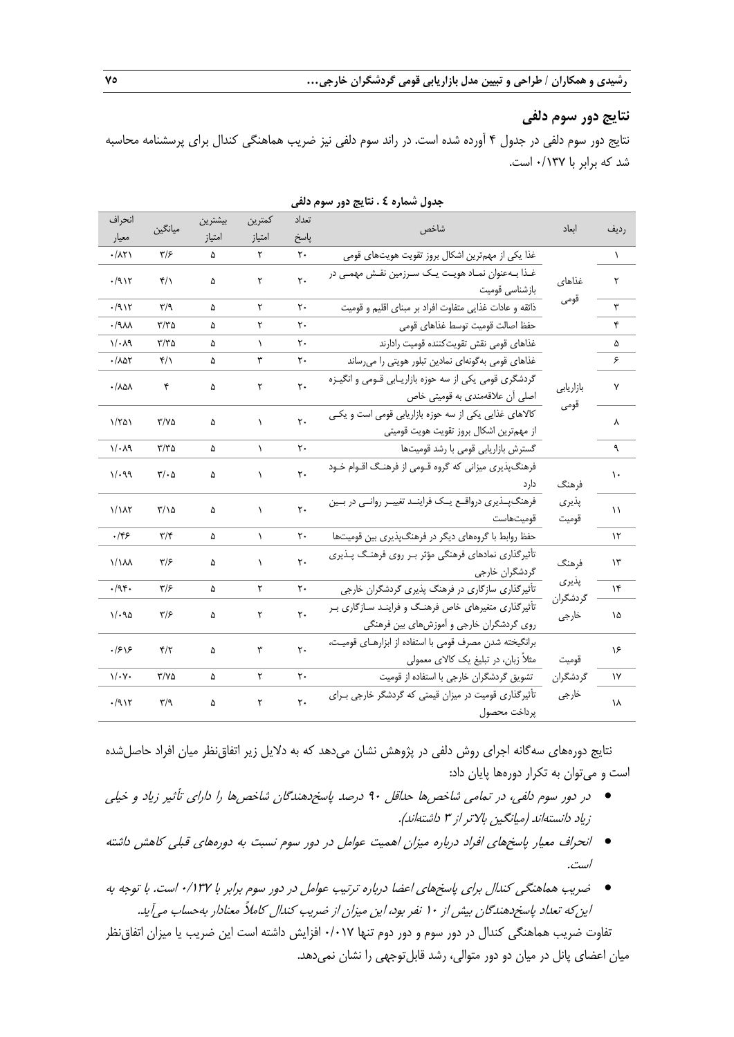## نتایج دور سوم دلفی

نتایج دور سوم دلفی در جدول ۴ آورده شده است. در راند سوم دلفی نیز ضریب هماهنگی کندال برای پرسشنامه محاسبه شد که برابر با ۰/۱۳۷ است.

**جدول شماره ٤ . نتایج دور سوم دلفی**

| ردیف | ابعاد | شاخص | تعداد پاسخ | کمترین امتیاز | بیشترین امتیاز | میانگین | انحراف معیار |
|---|---|---|---|---|---|---|---|
| ۱ | غذاهای قومی | غذا یکی از مهم‌ترین اشکال بروز تقویت هویت‌های قومی | ۲۰ | ۲ | ۵ | ۳/۶ | ۰/۸۲۱ |
| ۲ | | غذا به‌عنوان نماد هویت یک سرزمین نقش مهمی در بازشناسی قومیت | ۲۰ | ۲ | ۵ | ۴/۱ | ۰/۹۱۲ |
| ۳ | | ذائقه و عادات غذایی متفاوت افراد بر مبنای اقلیم و قومیت | ۲۰ | ۲ | ۵ | ۳/۹ | ۰/۹۱۲ |
| ۴ | | حفظ اصالت قومیت توسط غذاهای قومی | ۲۰ | ۲ | ۵ | ۳/۳۵ | ۰/۹۸۸ |
| ۵ | | غذاهای قومی نقش تقویت‌کننده قومیت رادارند | ۲۰ | ۱ | ۵ | ۳/۳۵ | ۱/۰۸۹ |
| ۶ | | غذاهای قومی به‌گونه‌ای نمادین تبلور هویتی را می‌رساند | ۲۰ | ۳ | ۵ | ۴/۱ | ۰/۸۵۲ |
| ۷ | بازاریابی قومی | گردشگری قومی یکی از سه حوزه بازاریابی قومی و انگیزه اصلی آن علاقه‌مندی به قومیتی خاص | ۲۰ | ۲ | ۵ | ۴ | ۰/۸۵۸ |
| ۸ | | کالاهای غذایی یکی از سه حوزه بازاریابی قومی است و یکی از مهم‌ترین اشکال بروز تقویت هویت قومیتی | ۲۰ | ۱ | ۵ | ۳/۷۵ | ۱/۲۵۱ |
| ۹ | | گسترش بازاریابی قومی با رشد قومیت‌ها | ۲۰ | ۱ | ۵ | ۳/۳۵ | ۱/۰۸۹ |
| ۱۰ | فرهنگ پذیری قومیت | فرهنگ‌پذیری میزانی که گروه قومی از فرهنگ اقوام خود دارد | ۲۰ | ۱ | ۵ | ۳/۰۵ | ۱/۰۹۹ |
| ۱۱ | | فرهنگ‌پذیری درواقع یک فرایند تغییر روانی در بین قومیت‌هاست | ۲۰ | ۱ | ۵ | ۳/۱۵ | ۱/۱۸۲ |
| ۱۲ | | حفظ روابط با گروه‌های دیگر در فرهنگ‌پذیری بین قومیت‌ها | ۲۰ | ۱ | ۵ | ۳/۴ | ۰/۴۶ |
| ۱۳ | فرهنگ پذیری گردشگران خارجی | تأثیرگذاری نمادهای فرهنگی مؤثر بر روی فرهنگ پذیری گردشگران خارجی | ۲۰ | ۱ | ۵ | ۳/۶ | ۱/۱۸۸ |
| ۱۴ | | تأثیرگذاری سازگاری در فرهنگ پذیری گردشگران خارجی | ۲۰ | ۲ | ۵ | ۳/۶ | ۰/۹۴۰ |
| ۱۵ | | تأثیرگذاری متغیرهای خاص فرهنگ و فرایند سازگاری بر روی گردشگران خارجی و آموزش‌های بین فرهنگی | ۲۰ | ۲ | ۵ | ۳/۶ | ۱/۰۹۵ |
| ۱۶ | قومیت گردشگران خارجی | برانگیخته شدن مصرف قومی با استفاده از ابزارهای قومیت، مثلاً زبان، در تبلیغ یک کالای معمولی | ۲۰ | ۳ | ۵ | ۴/۲ | ۰/۶۱۶ |
| ۱۷ | | تشویق گردشگران خارجی با استفاده از قومیت | ۲۰ | ۲ | ۵ | ۳/۷۵ | ۱/۰۷۰ |
| ۱۸ | | تأثیرگذاری قومیت در میزان قیمتی که گردشگر خارجی برای پرداخت محصول | ۲۰ | ۲ | ۵ | ۳/۹ | ۰/۹۱۲ |

نتایج دوره‌های سه‌گانه اجرای روش دلفی در پژوهش نشان می‌دهد که به دلایل زیر اتفاق‌نظر میان افراد حاصل‌شده است و می‌توان به تکرار دوره‌ها پایان داد:

- *در دور سوم دلفی، در تمامی شاخص‌ها حداقل ۹۰ درصد پاسخ‌دهندگان شاخص‌ها را دارای تأثیر زیاد و خیلی زیاد دانسته‌اند (میانگین بالاتر از ۳ داشته‌اند).*
- *انحراف معیار پاسخ‌های افراد درباره میزان اهمیت عوامل در دور سوم نسبت به دوره‌های قبلی کاهش داشته است.*
- *ضریب هماهنگی کندال برای پاسخ‌های اعضا درباره ترتیب عوامل در دور سوم برابر با ۰/۱۳۷ است. با توجه به این‌که تعداد پاسخ‌دهندگان بیش از ۱۰ نفر بود، این میزان از ضریب کندال کاملاً معنادار به‌حساب می‌آید.*

تفاوت ضریب هماهنگی کندال در دور سوم و دور دوم تنها ۰/۰۱۷ افزایش داشته است این ضریب یا میزان اتفاق‌نظر میان اعضای پانل در میان دو دور متوالی، رشد قابل‌توجهی را نشان نمی‌دهد.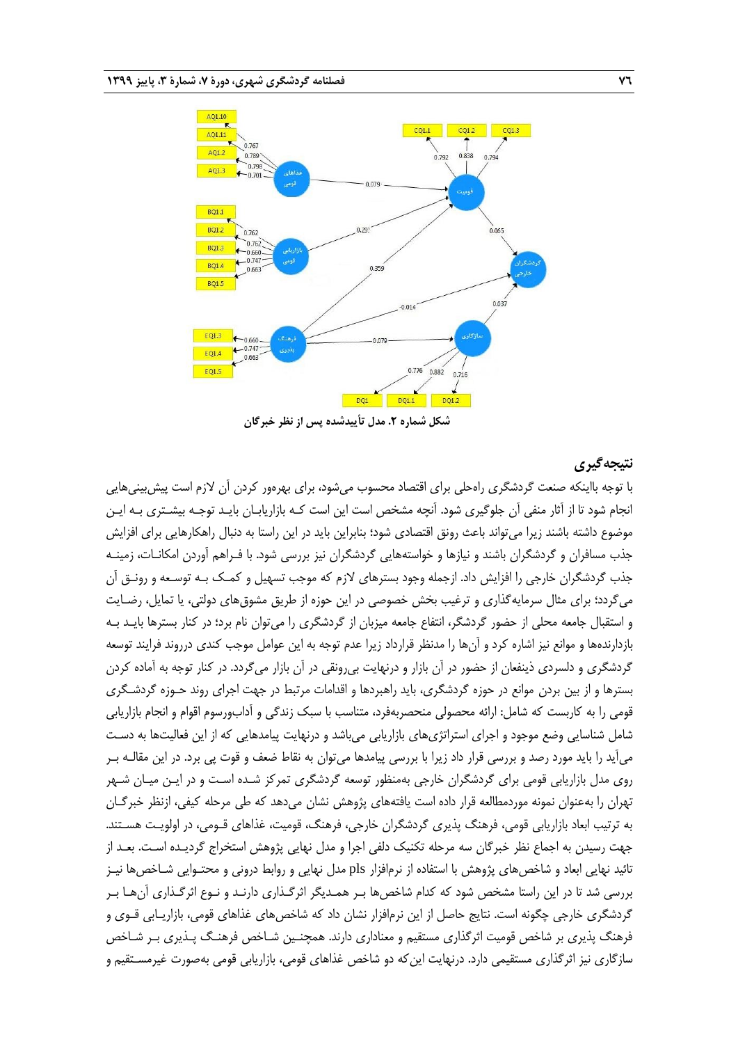شکل شماره ۲. مدل تأییدشده پس از نظر خبرگان

## نتیجه‌گیری

با توجه بااینکه صنعت گردشگری راه‌حلی برای اقتصاد محسوب می‌شود، برای بهره‌ور کردن آن لازم است پیش‌بینی‌هایی انجام شود تا از آثار منفی آن جلوگیری شود. آنچه مشخص است این است کـه بازاریابـان بایـد توجـه بیشـتری بـه ایـن موضوع داشته باشند زیرا می‌تواند باعث رونق اقتصادی شود؛ بنابراین باید در این راستا به دنبال راهکارهایی برای افزایش جذب مسافران و گردشگران باشند و نیازها و خواسته‌های گردشگران نیز بررسی شود. با فـراهم آوردن امکانـات، زمینـه جذب گردشگران خارجی را افزایش داد. ازجمله وجود بسترهای لازم که موجب تسهیل و کمـک بـه توسـعه و رونـق آن می‌گردد؛ برای مثال سرمایه‌گذاری و ترغیب بخش خصوصی در این حوزه از طریق مشوق‌های دولتی، یا تمایل، رضـایت و استقبال جامعه محلی از حضور گردشگر، انتفاع جامعه میزبان از گردشگری را می‌توان نام برد؛ در کنار بسترها بایـد بـه بازدارنده‌ها و موانع نیز اشاره کرد و آن‌ها را مدنظر قرارداد زیرا عدم توجه به این عوامل موجب کندی درروند فرایند توسعه گردشگری و دلسردی ذینفعان از حضور در آن بازار و درنهایت بی‌رونقی در آن بازار می‌گردد. در کنار توجه به آماده کردن بسترها و از بین بردن موانع در حوزه گردشگری، باید راهبردها و اقدامات مرتبط در جهت اجرای روند حـوزه گردشـگری قومی را به کاربست که شامل: ارائه محصولی منحصربه‌فرد، متناسب با سبک زندگی و آداب‌ورسوم اقوام و انجام بازاریابی شامل شناسایی وضع موجود و اجرای استراتژی‌های بازاریابی می‌باشد و درنهایت پیامدهایی که از این فعالیت‌ها به دسـت می‌آید را باید مورد رصد و بررسی قرار داد زیرا با بررسی پیامدها می‌توان به نقاط ضعف و قوت پی برد. در این مقالـه بـر روی مدل بازاریابی قومی برای گردشگران خارجی به‌منظور توسعه گردشگری تمرکز شـده اسـت و در ایـن میـان شـهر تهران را به‌عنوان نمونه موردمطالعه قرار داده است یافته‌های پژوهش نشان می‌دهد که طی مرحله کیفی، ازنظر خبرگـان به ترتیب ابعاد بازاریابی قومی، فرهنگ پذیری گردشگران خارجی، فرهنگ، قومیت، غذاهای قـومی، در اولویـت هسـتند. جهت رسیدن به اجماع نظر خبرگان سه مرحله تکنیک دلفی اجرا و مدل نهایی پژوهش استخراج گردیـده اسـت. بعـد از تائید نهایی ابعاد و شاخص‌های پژوهش با استفاده از نرم‌افزار pls مدل نهایی و روابط درونی و محتـوایی شـاخص‌ها نیـز بررسی شد تا در این راستا مشخص شود که کدام شاخص‌ها بـر همـدیگر اثرگـذاری دارنـد و نـوع اثرگـذاری آن‌هـا بـر گردشگری خارجی چگونه است. نتایج حاصل از این نرم‌افزار نشان داد که شاخص‌های غذاهای قومی، بازاریـابی قـوی و فرهنگ پذیری بر شاخص قومیت اثرگذاری مستقیم و معناداری دارند. همچنـین شـاخص فرهنـگ پـذیری بـر شـاخص سازگاری نیز اثرگذاری مستقیمی دارد. درنهایت این‌که دو شاخص غذاهای قومی، بازاریابی قومی به‌صورت غیرمسـتقیم و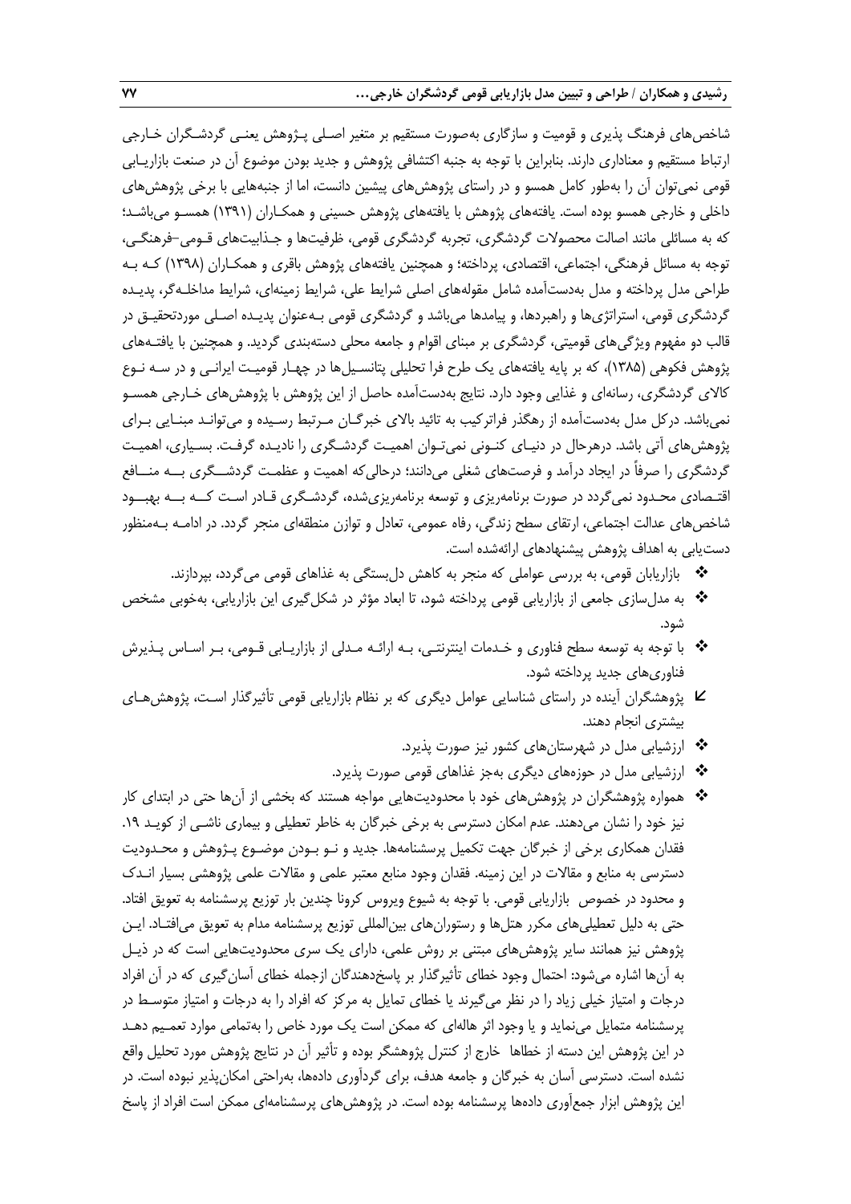شاخص‌های فرهنگ پذیری و قومیت و سازگاری به‌صورت مستقیم بر متغیر اصلی پـژوهش یعنـی گردشـگران خـارجی ارتباط مستقیم و معناداری دارند. بنابراین با توجه به جنبه اکتشافی پژوهش و جدید بودن موضوع آن در صنعت بازاریـابی قومی نمی‌توان آن را به‌طور کامل همسو و در راستای پژوهش‌های پیشین دانست، اما از جنبه‌هایی با برخی پژوهش‌های داخلی و خارجی همسو بوده است. یافته‌های پژوهش با یافته‌های پژوهش حسینی و همکـاران (۱۳۹۱) همسـو می‌باشـد؛ که به مسائلی مانند اصالت محصولات گردشگری، تجربه گردشگری قومی، ظرفیت‌ها و جـذابیت‌های قـومی–فرهنگـی، توجه به مسائل فرهنگی، اجتماعی، اقتصادی، پرداخته؛ و همچنین یافته‌های پژوهش باقری و همکـاران (۱۳۹۸) کـه بـه طراحی مدل پرداخته و مدل به‌دست‌آمده شامل مقوله‌های اصلی شرایط علی، شرایط زمینه‌ای، شرایط مداخلـه‌گر، پدیـده گردشگری قومی، استراتژی‌ها و راهبردها، و پیامدها می‌باشد و گردشگری قومی بـه‌عنوان پدیـده اصـلی موردتحقیـق در قالب دو مفهوم ویژگی‌های قومیتی، گردشگری بر مبنای اقوام و جامعه محلی دسته‌بندی گردید. و همچنین با یافتـه‌های پژوهش فکوهی (۱۳۸۵)، که بر پایه یافته‌های یک طرح فرا تحلیلی پتانسـیل‌ها در چهـار قومیـت ایرانـی و در سـه نـوع کالای گردشگری، رسانه‌ای و غذایی وجود دارد. نتایج به‌دست‌آمده حاصل از این پژوهش با پژوهش‌های خـارجی همسـو نمی‌باشد. درکل مدل به‌دست‌آمده از رهگذر فراترکیب به تائید بالای خبرگـان مـرتبط رسـیده و می‌توانـد مبنـایی بـرای پژوهش‌های آتی باشد. درهرحال در دنیـای کنـونی نمی‌تـوان اهمیـت گردشـگری را نادیـده گرفـت. بسـیاری، اهمیـت گردشگری را صرفاً در ایجاد درآمد و فرصت‌های شغلی می‌دانند؛ درحالی‌که اهمیت و عظمـت گردشـــگری بـــه منـــافع اقتـصادی محـدود نمی‌گردد در صورت برنامه‌ریزی و توسعه برنامه‌ریزی‌شده، گردشـگری قـادر اسـت کـــه بـــه بهبـــود شاخص‌های عدالت اجتماعی، ارتقای سطح زندگی، رفاه عمومی، تعادل و توازن منطقه‌ای منجر گردد. در ادامـه بـه‌منظور دست‌یابی به اهداف پژوهش پیشنهادهای ارائه‌شده است.

- بازاریابان قومی، به بررسی عواملی که منجر به کاهش دل‌بستگی به غذاهای قومی می‌گردد، بپردازند.
- به مدل‌سازی جامعی از بازاریابی قومی پرداخته شود، تا ابعاد مؤثر در شکل‌گیری این بازاریابی، به‌خوبی مشخص شود.
- با توجه به توسعه سطح فناوری و خـدمات اینترنتـی، بـه ارائـه مـدلی از بازاریـابی قـومی، بـر اسـاس پـذیرش فناوری‌های جدید پرداخته شود.
- پژوهشگران آینده در راستای شناسایی عوامل دیگری که بر نظام بازاریابی قومی تأثیرگذار اسـت، پژوهش‌هـای بیشتری انجام دهند.
- ارزشیابی مدل در شهرستان‌های کشور نیز صورت پذیرد.
- ارزشیابی مدل در حوزه‌های دیگری به‌جز غذاهای قومی صورت پذیرد.
- همواره پژوهشگران در پژوهش‌های خود با محدودیت‌هایی مواجه هستند که بخشی از آن‌ها حتی در ابتدای کار نیز خود را نشان می‌دهند. عدم امکان دسترسی به برخی خبرگان به خاطر تعطیلی و بیماری ناشـی از کویـد ۱۹. فقدان همکاری برخی از خبرگان جهت تکمیل پرسشنامه‌ها. جدید و نـو بـودن موضـوع پـژوهش و محـدودیت دسترسی به منابع و مقالات در این زمینه. فقدان وجود منابع معتبر علمی و مقالات علمی پژوهشی بسیار انـدک و محدود در خصوص بازاریابی قومی. با توجه به شیوع ویروس کرونا چندین بار توزیع پرسشنامه به تعویق افتاد. حتی به دلیل تعطیلی‌های مکرر هتل‌ها و رستوران‌های بین‌المللی توزیع پرسشنامه مدام به تعویق می‌افتـاد. ایـن پژوهش نیز همانند سایر پژوهش‌های مبتنی بر روش علمی، دارای یک سری محدودیت‌هایی است که در ذیـل به آن‌ها اشاره می‌شود: احتمال وجود خطای تأثیرگذار بر پاسخ‌دهندگان ازجمله خطای آسان‌گیری که در آن افراد درجات و امتیاز خیلی زیاد را در نظر می‌گیرند یا خطای تمایل به مرکز که افراد را به درجات و امتیاز متوسـط در پرسشنامه متمایل می‌نماید و یا وجود اثر هاله‌ای که ممکن است یک مورد خاص را به‌تمامی موارد تعمـیم دهـد در این پژوهش این دسته از خطاها خارج از کنترل پژوهشگر بوده و تأثیر آن در نتایج پژوهش مورد تحلیل واقع نشده است. دسترسی آسان به خبرگان و جامعه هدف، برای گردآوری داده‌ها، به‌راحتی امکان‌پذیر نبوده است. در این پژوهش ابزار جمع‌آوری داده‌ها پرسشنامه بوده است. در پژوهش‌های پرسشنامه‌ای ممکن است افراد از پاسخ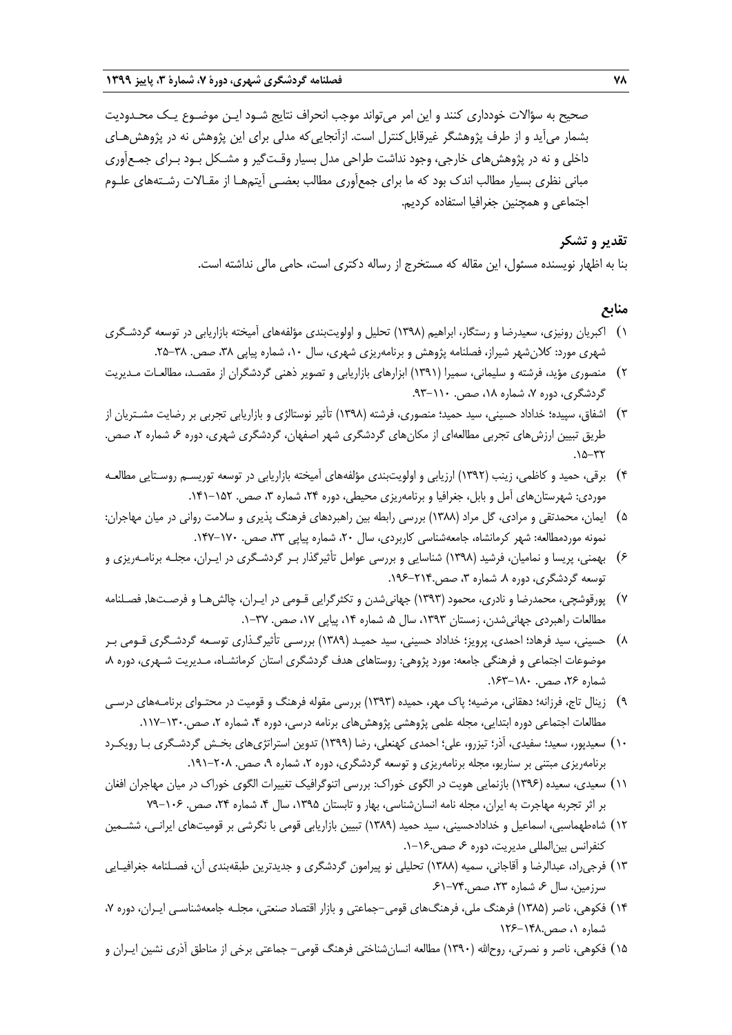صحیح به سؤالات خودداری کنند و این امر می‌تواند موجب انحراف نتایج شود این موضوع یک محدودیت بشمار می‌آید و از طرف پژوهشگر غیرقابل‌کنترل است. ازآنجایی‌که مدلی برای این پژوهش نه در پژوهش‌های داخلی و نه در پژوهش‌های خارجی، وجود نداشت طراحی مدل بسیار وقت‌گیر و مشکل بود برای جمع‌آوری مبانی نظری بسیار مطالب اندک بود که ما برای جمع‌آوری مطالب بعضی آیتم‌ها از مقالات رشته‌های علوم اجتماعی و همچنین جغرافیا استفاده کردیم.

## تقدیر و تشکر

بنا به اظهار نویسنده مسئول، این مقاله که مستخرج از رساله دکتری است، حامی مالی نداشته است.

## منابع

۱) اکبریان رونیزی، سعیدرضا و رستگار، ابراهیم (۱۳۹۸) تحلیل و اولویت‌بندی مؤلفه‌های آمیخته بازاریابی در توسعه گردشگری شهری مورد: کلان‌شهر شیراز، فصلنامه پژوهش و برنامه‌ریزی شهری، سال ۱۰، شماره پیاپی ۳۸، صص. ۳۸-۲۵.

۲) منصوری مؤید، فرشته و سلیمانی، سمیرا (۱۳۹۱) ابزارهای بازاریابی و تصویر ذهنی گردشگران از مقصد، مطالعات مدیریت گردشگری، دوره ۷، شماره ۱۸، صص. ۱۱۰-۹۳.

۳) اشفاق، سپیده؛ خداداد حسینی، سید حمید؛ منصوری، فرشته (۱۳۹۸) تأثیر نوستالژی و بازاریابی تجربی بر رضایت مشتریان از طریق تبیین ارزش‌های تجربی مطالعه‌ای از مکان‌های گردشگری شهر اصفهان، گردشگری شهری، دوره ۶، شماره ۲، صص. ۳۲-۱۵.

۴) برقی، حمید و کاظمی، زینب (۱۳۹۲) ارزیابی و اولویت‌بندی مؤلفه‌های آمیخته بازاریابی در توسعه توریسم روستایی مطالعه موردی: شهرستان‌های آمل و بابل، جغرافیا و برنامه‌ریزی محیطی، دوره ۲۴، شماره ۳، صص. ۱۵۲-۱۴۱.

۵) ایمان، محمدتقی و مرادی، گل مراد (۱۳۸۸) بررسی رابطه بین راهبردهای فرهنگ پذیری و سلامت روانی در میان مهاجران: نمونه موردمطالعه: شهر کرمانشاه، جامعه‌شناسی کاربردی، سال ۲۰، شماره پیاپی ۳۳، صص. ۱۷۰-۱۴۷.

۶) بهمنی، پریسا و نمامیان، فرشید (۱۳۹۸) شناسایی و بررسی عوامل تأثیرگذار بر گردشگری در ایران، مجله برنامه‌ریزی و توسعه گردشگری، دوره ۸، شماره ۳، صص.۲۱۴-۱۹۶.

۷) پورقوشچی، محمدرضا و نادری، محمود (۱۳۹۳) جهانی‌شدن و تکثرگرایی قومی در ایران، چالش‌ها و فرصت‌ها, فصلنامه مطالعات راهبردی جهانی‌شدن، زمستان ۱۳۹۳، سال ۵، شماره ۱۴، پیاپی ۱۷، صص. ۳۷-۱.

۸) حسینی، سید فرهاد؛ احمدی، پرویز؛ خداداد حسینی، سید حمید (۱۳۸۹) بررسی تأثیرگذاری توسعه گردشگری قومی بر موضوعات اجتماعی و فرهنگی جامعه: مورد پژوهی: روستاهای هدف گردشگری استان کرمانشاه، مدیریت شهری، دوره ۸، شماره ۲۶، صص. ۱۸۰-۱۶۳.

۹) زینال تاج، فرزانه؛ دهقانی، مرضیه؛ پاک مهر، حمیده (۱۳۹۳) بررسی مقوله فرهنگ و قومیت در محتوای برنامه‌های درسی مطالعات اجتماعی دوره ابتدایی، مجله علمی پژوهشی پژوهش‌های برنامه درسی، دوره ۴، شماره ۲، صص.۱۳۰-۱۱۷.

۱۰) سعیدپور، سعید؛ سفیدی، آذر؛ تیزرو، علی؛ احمدی کهنعلی، رضا (۱۳۹۹) تدوین استراتژی‌های بخش گردشگری با رویکرد برنامه‌ریزی مبتنی بر سناریو، مجله برنامه‌ریزی و توسعه گردشگری، دوره ۲، شماره ۹، صص. ۲۰۸-۱۹۱.

۱۱) سعیدی، سعیده (۱۳۹۶) بازنمایی هویت در الگوی خوراک: بررسی اتنوگرافیک تغییرات الگوی خوراک در میان مهاجران افغان بر اثر تجربه مهاجرت به ایران، مجله نامه انسان‌شناسی، بهار و تابستان ۱۳۹۵، سال ۴، شماره ۲۴، صص. ۱۰۶-۷۹

۱۲) شاه‌طهماسبی، اسماعیل و خدادادحسینی، سید حمید (۱۳۸۹) تبیین بازاریابی قومی با نگرشی بر قومیت‌های ایرانی، ششمین کنفرانس بین‌المللی مدیریت، دوره ۶، صص.۱۶-۱.

۱۳) فرجی‌راد، عبدالرضا و آقاجانی، سمیه (۱۳۸۸) تحلیلی نو پیرامون گردشگری و جدیدترین طبقه‌بندی آن، فصلنامه جغرافیایی سرزمین، سال ۶، شماره ۲۳، صص.۷۴-۶۱.

۱۴) فکوهی، ناصر (۱۳۸۵) فرهنگ ملی، فرهنگ‌های قومی-جماعتی و بازار اقتصاد صنعتی، مجله جامعه‌شناسی ایران، دوره ۷، شماره ۱، صص.۱۴۸-۱۲۶

۱۵) فکوهی، ناصر و نصرتی، روح‌الله (۱۳۹۰) مطالعه انسان‌شناختی فرهنگ قومی- جماعتی برخی از مناطق آذری نشین ایران و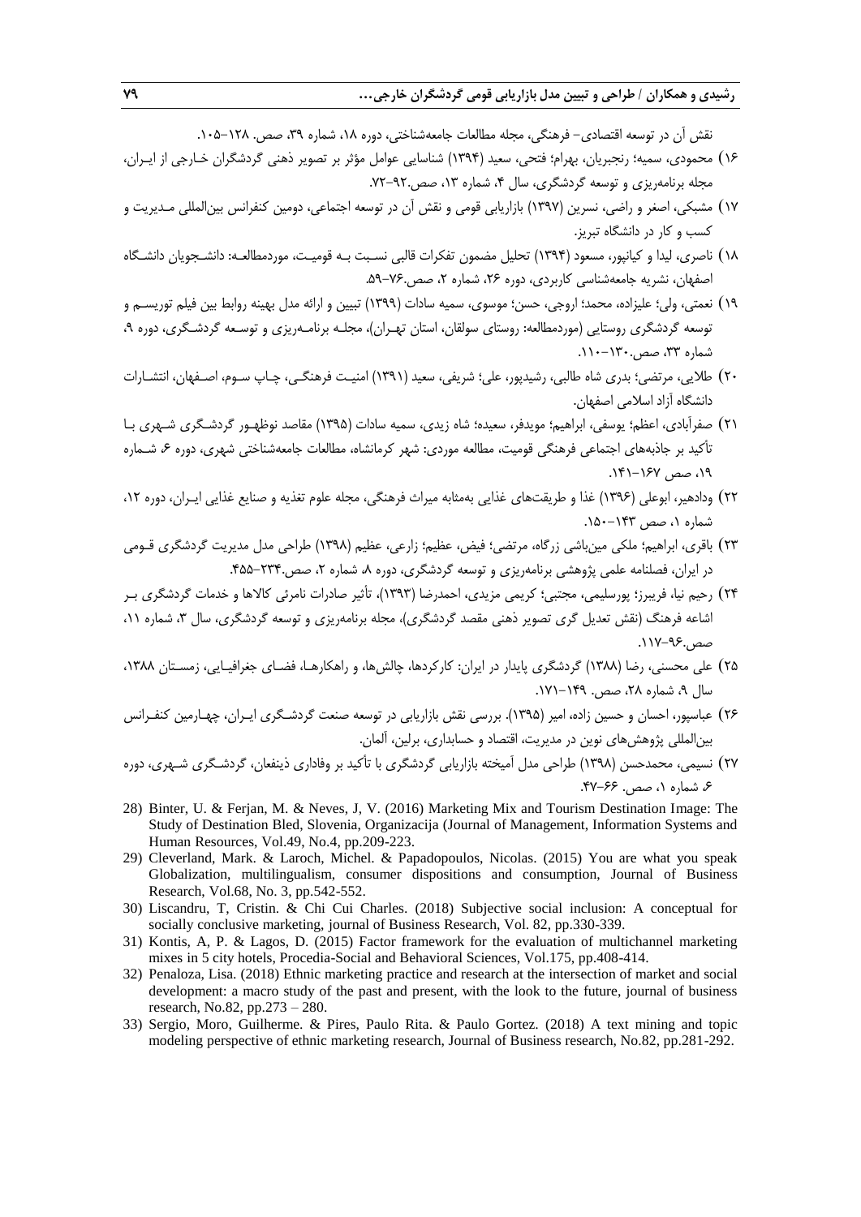نقش آن در توسعه اقتصادی– فرهنگی، مجله مطالعات جامعه‌شناختی، دوره ۱۸، شماره ۳۹، صص. ۱۲۸–۱۰۵.

۱۶) محمودی، سمیه؛ رنجبریان، بهرام؛ فتحی، سعید (۱۳۹۴) شناسایی عوامل مؤثر بر تصویر ذهنی گردشگران خارجی از ایران، مجله برنامه‌ریزی و توسعه گردشگری، سال ۴، شماره ۱۳، صص.۹۲–۷۲.

۱۷) مشبکی، اصغر و راضی، نسرین (۱۳۹۷) بازاریابی قومی و نقش آن در توسعه اجتماعی، دومین کنفرانس بین‌المللی مدیریت و کسب و کار در دانشگاه تبریز.

۱۸) ناصری، لیدا و کیانپور، مسعود (۱۳۹۴) تحلیل مضمون تفکرات قالبی نسبت به قومیت، موردمطالعه: دانشجویان دانشگاه اصفهان، نشریه جامعه‌شناسی کاربردی، دوره ۲۶، شماره ۲، صص.۷۶–۵۹.

۱۹) نعمتی، ولی؛ علیزاده، محمد؛ اروجی، حسن؛ موسوی، سمیه سادات (۱۳۹۹) تبیین و ارائه مدل بهینه روابط بین فیلم توریسم و توسعه گردشگری روستایی (موردمطالعه: روستای سولقان، استان تهران)، مجله برنامه‌ریزی و توسعه گردشگری، دوره ۹، شماره ۳۳، صص.۱۳۰–۱۱۰.

۲۰) طالبی، مرتضی؛ بدری شاه طالبی، رشیدپور، علی؛ شریفی، سعید (۱۳۹۱) امنیت فرهنگی، چاپ سوم، اصفهان، انتشارات دانشگاه آزاد اسلامی اصفهان.

۲۱) صفرآبادی، اعظم؛ یوسفی، ابراهیم؛ مویدفر، سعیده؛ شاه زیدی، سمیه سادات (۱۳۹۵) مقاصد نوظهور گردشگری شهری با تأکید بر جاذبه‌های اجتماعی فرهنگی قومیت، مطالعه موردی: شهر کرمانشاه، مطالعات جامعه‌شناختی شهری، دوره ۶، شماره ۱۹، صص ۱۶۷–۱۴۱.

۲۲) ودادهیر، ابوعلی (۱۳۹۶) غذا و طریقت‌های غذایی به‌مثابه میراث فرهنگی، مجله علوم تغذیه و صنایع غذایی ایران، دوره ۱۲، شماره ۱، صص ۱۴۳–۱۵۰.

۲۳) باقری، ابراهیم؛ ملکی مین‌باشی رزگاه، مرتضی؛ فیض، عظیم؛ زارعی، عظیم (۱۳۹۸) طراحی مدل مدیریت گردشگری قومی در ایران، فصلنامه علمی پژوهشی برنامه‌ریزی و توسعه گردشگری، دوره ۸، شماره ۲، صص.۲۳۴–۴۵۵.

۲۴) رحیم نیا، فریبرز؛ پورسلیمی، مجتبی؛ کریمی مزیدی، احمدرضا (۱۳۹۳)، تأثیر صادرات نامرئی کالاها و خدمات گردشگری بر اشاعه فرهنگ (نقش تعدیل گری تصویر ذهنی مقصد گردشگری)، مجله برنامه‌ریزی و توسعه گردشگری، سال ۳، شماره ۱۱، صص.۹۶–۱۱۷.

۲۵) علی محسنی، رضا (۱۳۸۸) گردشگری پایدار در ایران: کارکردها، چالش‌ها، و راهکارها، فضای جغرافیایی، زمستان ۱۳۸۸، سال ۹، شماره ۲۸، صص. ۱۴۹–۱۷۱.

۲۶) عباسپور، احسان و حسین زاده، امیر (۱۳۹۵). بررسی نقش بازاریابی در توسعه صنعت گردشگری ایران، چهارمین کنفرانس بین‌المللی پژوهش‌های نوین در مدیریت، اقتصاد و حسابداری، برلین، آلمان.

۲۷) نسیمی، محمدحسن (۱۳۹۸) طراحی مدل آمیخته بازاریابی گردشگری با تأکید بر وفاداری ذینفعان، گردشگری شهری، دوره ۶، شماره ۱، صص. ۶۶–۴۷.

28) Binter, U. & Ferjan, M. & Neves, J, V. (2016) Marketing Mix and Tourism Destination Image: The Study of Destination Bled, Slovenia, Organizacija (Journal of Management, Information Systems and Human Resources, Vol.49, No.4, pp.209-223.

29) Cleverland, Mark. & Laroch, Michel. & Papadopoulos, Nicolas. (2015) You are what you speak Globalization, multilingualism, consumer dispositions and consumption, Journal of Business Research, Vol.68, No. 3, pp.542-552.

30) Liscandru, T, Cristin. & Chi Cui Charles. (2018) Subjective social inclusion: A conceptual for socially conclusive marketing, journal of Business Research, Vol. 82, pp.330-339.

31) Kontis, A, P. & Lagos, D. (2015) Factor framework for the evaluation of multichannel marketing mixes in 5 city hotels, Procedia-Social and Behavioral Sciences, Vol.175, pp.408-414.

32) Penaloza, Lisa. (2018) Ethnic marketing practice and research at the intersection of market and social development: a macro study of the past and present, with the look to the future, journal of business research, No.82, pp.273 – 280.

33) Sergio, Moro, Guilherme. & Pires, Paulo Rita. & Paulo Gortez. (2018) A text mining and topic modeling perspective of ethnic marketing research, Journal of Business research, No.82, pp.281-292.